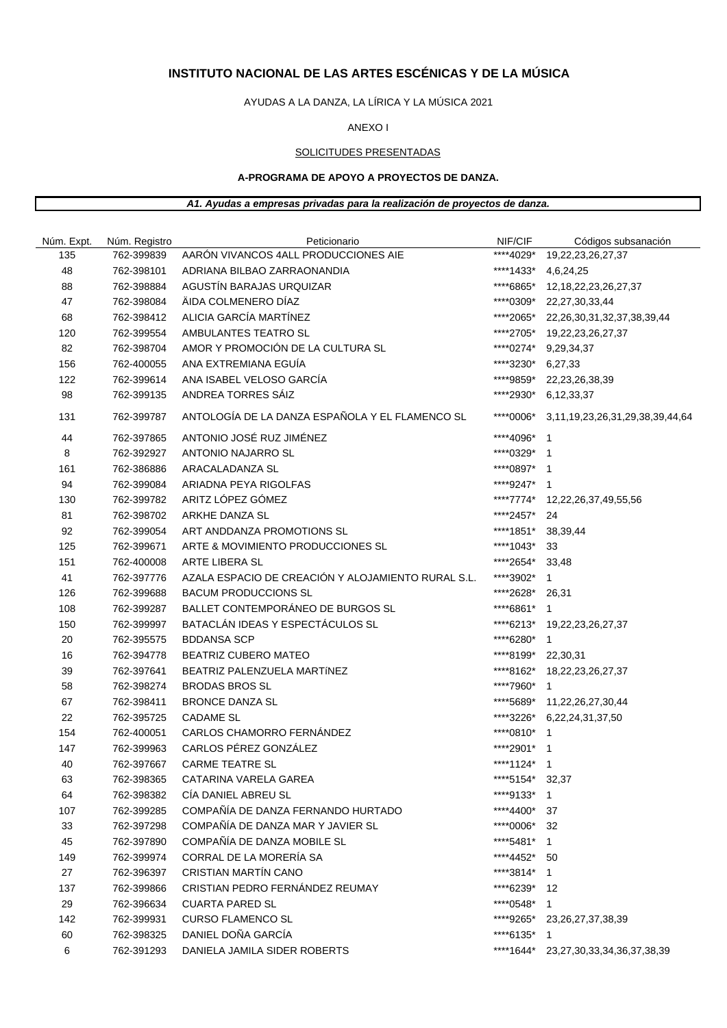# INSTITUTO NACIONAL DE LAS ARTES ESCÉNICAS Y DE LA MÚSICA

AYUDAS A LA DANZA, LA LÍRICA Y LA MÚSICA 2021

ANEXO I

SOLICITUDES PRESENTADAS

**A-PROGRAMA DE APOYO A PROYECTOS DE DANZA.**

***A1. Ayudas a empresas privadas para la realización de proyectos de danza.***

| Núm. Expt. | Núm. Registro | Peticionario | NIF/CIF | Códigos subsanación |
|---|---|---|---|---|
| 135 | 762-399839 | AARÓN VIVANCOS 4ALL PRODUCCIONES AIE | ****4029* | 19,22,23,26,27,37 |
| 48 | 762-398101 | ADRIANA BILBAO ZARRAONANDIA | ****1433* | 4,6,24,25 |
| 88 | 762-398884 | AGUSTÍN BARAJAS URQUIZAR | ****6865* | 12,18,22,23,26,27,37 |
| 47 | 762-398084 | ÄIDA COLMENERO DÍAZ | ****0309* | 22,27,30,33,44 |
| 68 | 762-398412 | ALICIA GARCÍA MARTÍNEZ | ****2065* | 22,26,30,31,32,37,38,39,44 |
| 120 | 762-399554 | AMBULANTES TEATRO SL | ****2705* | 19,22,23,26,27,37 |
| 82 | 762-398704 | AMOR Y PROMOCIÓN DE LA CULTURA SL | ****0274* | 9,29,34,37 |
| 156 | 762-400055 | ANA EXTREMIANA EGUÍA | ****3230* | 6,27,33 |
| 122 | 762-399614 | ANA ISABEL VELOSO GARCÍA | ****9859* | 22,23,26,38,39 |
| 98 | 762-399135 | ANDREA TORRES SÁIZ | ****2930* | 6,12,33,37 |
| 131 | 762-399787 | ANTOLOGÍA DE LA DANZA ESPAÑOLA Y EL FLAMENCO SL | ****0006* | 3,11,19,23,26,31,29,38,39,44,64 |
| 44 | 762-397865 | ANTONIO JOSÉ RUZ JIMÉNEZ | ****4096* | 1 |
| 8 | 762-392927 | ANTONIO NAJARRO SL | ****0329* | 1 |
| 161 | 762-386886 | ARACALADANZA SL | ****0897* | 1 |
| 94 | 762-399084 | ARIADNA PEYA RIGOLFAS | ****9247* | 1 |
| 130 | 762-399782 | ARITZ LÓPEZ GÓMEZ | ****7774* | 12,22,26,37,49,55,56 |
| 81 | 762-398702 | ARKHE DANZA SL | ****2457* | 24 |
| 92 | 762-399054 | ART ANDDANZA PROMOTIONS SL | ****1851* | 38,39,44 |
| 125 | 762-399671 | ARTE & MOVIMIENTO PRODUCCIONES SL | ****1043* | 33 |
| 151 | 762-400008 | ARTE LIBERA SL | ****2654* | 33,48 |
| 41 | 762-397776 | AZALA ESPACIO DE CREACIÓN Y ALOJAMIENTO RURAL S.L. | ****3902* | 1 |
| 126 | 762-399688 | BACUM PRODUCCIONS SL | ****2628* | 26,31 |
| 108 | 762-399287 | BALLET CONTEMPORÁNEO DE BURGOS SL | ****6861* | 1 |
| 150 | 762-399997 | BATACLÁN IDEAS Y ESPECTÁCULOS SL | ****6213* | 19,22,23,26,27,37 |
| 20 | 762-395575 | BDDANSA SCP | ****6280* | 1 |
| 16 | 762-394778 | BEATRIZ CUBERO MATEO | ****8199* | 22,30,31 |
| 39 | 762-397641 | BEATRIZ PALENZUELA MARTÍNEZ | ****8162* | 18,22,23,26,27,37 |
| 58 | 762-398274 | BRODAS BROS SL | ****7960* | 1 |
| 67 | 762-398411 | BRONCE DANZA SL | ****5689* | 11,22,26,27,30,44 |
| 22 | 762-395725 | CADAME SL | ****3226* | 6,22,24,31,37,50 |
| 154 | 762-400051 | CARLOS CHAMORRO FERNÁNDEZ | ****0810* | 1 |
| 147 | 762-399963 | CARLOS PÉREZ GONZÁLEZ | ****2901* | 1 |
| 40 | 762-397667 | CARME TEATRE SL | ****1124* | 1 |
| 63 | 762-398365 | CATARINA VARELA GAREA | ****5154* | 32,37 |
| 64 | 762-398382 | CÍA DANIEL ABREU SL | ****9133* | 1 |
| 107 | 762-399285 | COMPAÑÍA DE DANZA FERNANDO HURTADO | ****4400* | 37 |
| 33 | 762-397298 | COMPAÑÍA DE DANZA MAR Y JAVIER SL | ****0006* | 32 |
| 45 | 762-397890 | COMPAÑÍA DE DANZA MOBILE SL | ****5481* | 1 |
| 149 | 762-399974 | CORRAL DE LA MORERÍA SA | ****4452* | 50 |
| 27 | 762-396397 | CRISTIAN MARTÍN CANO | ****3814* | 1 |
| 137 | 762-399866 | CRISTIAN PEDRO FERNÁNDEZ REUMAY | ****6239* | 12 |
| 29 | 762-396634 | CUARTA PARED SL | ****0548* | 1 |
| 142 | 762-399931 | CURSO FLAMENCO SL | ****9265* | 23,26,27,37,38,39 |
| 60 | 762-398325 | DANIEL DOÑA GARCÍA | ****6135* | 1 |
| 6 | 762-391293 | DANIELA JAMILA SIDER ROBERTS | ****1644* | 23,27,30,33,34,36,37,38,39 |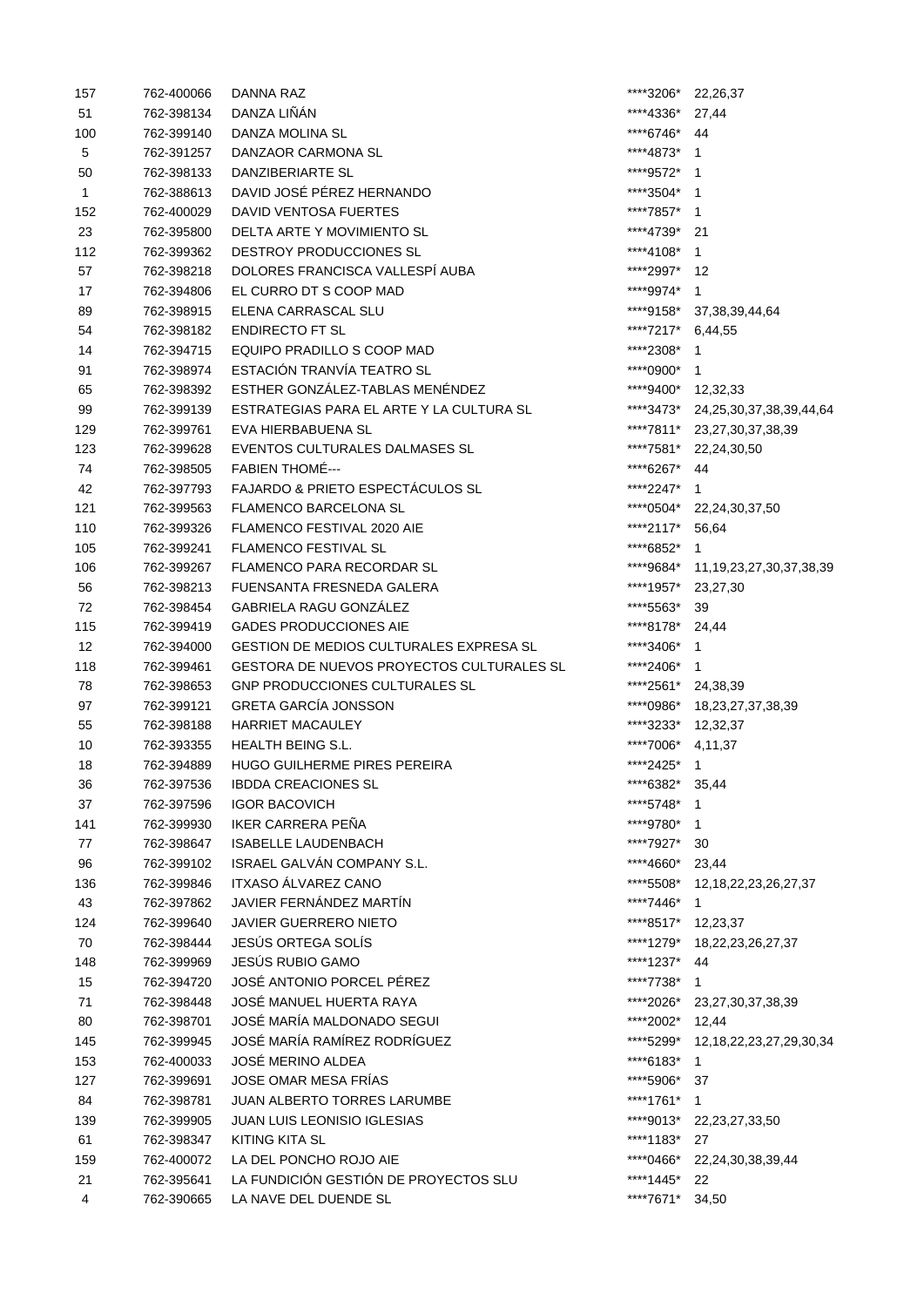| | | | | |
|---|---|---|---|---|
| 157 | 762-400066 | DANNA RAZ | ****3206* | 22,26,37 |
| 51 | 762-398134 | DANZA LIÑÁN | ****4336* | 27,44 |
| 100 | 762-399140 | DANZA MOLINA SL | ****6746* | 44 |
| 5 | 762-391257 | DANZAOR CARMONA SL | ****4873* | 1 |
| 50 | 762-398133 | DANZIBERIARTE SL | ****9572* | 1 |
| 1 | 762-388613 | DAVID JOSÉ PÉREZ HERNANDO | ****3504* | 1 |
| 152 | 762-400029 | DAVID VENTOSA FUERTES | ****7857* | 1 |
| 23 | 762-395800 | DELTA ARTE Y MOVIMIENTO SL | ****4739* | 21 |
| 112 | 762-399362 | DESTROY PRODUCCIONES SL | ****4108* | 1 |
| 57 | 762-398218 | DOLORES FRANCISCA VALLESPÍ AUBA | ****2997* | 12 |
| 17 | 762-394806 | EL CURRO DT S COOP MAD | ****9974* | 1 |
| 89 | 762-398915 | ELENA CARRASCAL SLU | ****9158* | 37,38,39,44,64 |
| 54 | 762-398182 | ENDIRECTO FT SL | ****7217* | 6,44,55 |
| 14 | 762-394715 | EQUIPO PRADILLO S COOP MAD | ****2308* | 1 |
| 91 | 762-398974 | ESTACIÓN TRANVÍA TEATRO SL | ****0900* | 1 |
| 65 | 762-398392 | ESTHER GONZÁLEZ-TABLAS MENÉNDEZ | ****9400* | 12,32,33 |
| 99 | 762-399139 | ESTRATEGIAS PARA EL ARTE Y LA CULTURA SL | ****3473* | 24,25,30,37,38,39,44,64 |
| 129 | 762-399761 | EVA HIERBABUENA SL | ****7811* | 23,27,30,37,38,39 |
| 123 | 762-399628 | EVENTOS CULTURALES DALMASES SL | ****7581* | 22,24,30,50 |
| 74 | 762-398505 | FABIEN THOMÉ--- | ****6267* | 44 |
| 42 | 762-397793 | FAJARDO & PRIETO ESPECTÁCULOS SL | ****2247* | 1 |
| 121 | 762-399563 | FLAMENCO BARCELONA SL | ****0504* | 22,24,30,37,50 |
| 110 | 762-399326 | FLAMENCO FESTIVAL 2020 AIE | ****2117* | 56,64 |
| 105 | 762-399241 | FLAMENCO FESTIVAL SL | ****6852* | 1 |
| 106 | 762-399267 | FLAMENCO PARA RECORDAR SL | ****9684* | 11,19,23,27,30,37,38,39 |
| 56 | 762-398213 | FUENSANTA FRESNEDA GALERA | ****1957* | 23,27,30 |
| 72 | 762-398454 | GABRIELA RAGU GONZÁLEZ | ****5563* | 39 |
| 115 | 762-399419 | GADES PRODUCCIONES AIE | ****8178* | 24,44 |
| 12 | 762-394000 | GESTION DE MEDIOS CULTURALES EXPRESA SL | ****3406* | 1 |
| 118 | 762-399461 | GESTORA DE NUEVOS PROYECTOS CULTURALES SL | ****2406* | 1 |
| 78 | 762-398653 | GNP PRODUCCIONES CULTURALES SL | ****2561* | 24,38,39 |
| 97 | 762-399121 | GRETA GARCÍA JONSSON | ****0986* | 18,23,27,37,38,39 |
| 55 | 762-398188 | HARRIET MACAULEY | ****3233* | 12,32,37 |
| 10 | 762-393355 | HEALTH BEING S.L. | ****7006* | 4,11,37 |
| 18 | 762-394889 | HUGO GUILHERME PIRES PEREIRA | ****2425* | 1 |
| 36 | 762-397536 | IBDDA CREACIONES SL | ****6382* | 35,44 |
| 37 | 762-397596 | IGOR BACOVICH | ****5748* | 1 |
| 141 | 762-399930 | IKER CARRERA PEÑA | ****9780* | 1 |
| 77 | 762-398647 | ISABELLE LAUDENBACH | ****7927* | 30 |
| 96 | 762-399102 | ISRAEL GALVÁN COMPANY S.L. | ****4660* | 23,44 |
| 136 | 762-399846 | ITXASO ÁLVAREZ CANO | ****5508* | 12,18,22,23,26,27,37 |
| 43 | 762-397862 | JAVIER FERNÁNDEZ MARTÍN | ****7446* | 1 |
| 124 | 762-399640 | JAVIER GUERRERO NIETO | ****8517* | 12,23,37 |
| 70 | 762-398444 | JESÚS ORTEGA SOLÍS | ****1279* | 18,22,23,26,27,37 |
| 148 | 762-399969 | JESÚS RUBIO GAMO | ****1237* | 44 |
| 15 | 762-394720 | JOSÉ ANTONIO PORCEL PÉREZ | ****7738* | 1 |
| 71 | 762-398448 | JOSÉ MANUEL HUERTA RAYA | ****2026* | 23,27,30,37,38,39 |
| 80 | 762-398701 | JOSÉ MARÍA MALDONADO SEGUI | ****2002* | 12,44 |
| 145 | 762-399945 | JOSÉ MARÍA RAMÍREZ RODRÍGUEZ | ****5299* | 12,18,22,23,27,29,30,34 |
| 153 | 762-400033 | JOSÉ MERINO ALDEA | ****6183* | 1 |
| 127 | 762-399691 | JOSE OMAR MESA FRÍAS | ****5906* | 37 |
| 84 | 762-398781 | JUAN ALBERTO TORRES LARUMBE | ****1761* | 1 |
| 139 | 762-399905 | JUAN LUIS LEONISIO IGLESIAS | ****9013* | 22,23,27,33,50 |
| 61 | 762-398347 | KITING KITA SL | ****1183* | 27 |
| 159 | 762-400072 | LA DEL PONCHO ROJO AIE | ****0466* | 22,24,30,38,39,44 |
| 21 | 762-395641 | LA FUNDICIÓN GESTIÓN DE PROYECTOS SLU | ****1445* | 22 |
| 4 | 762-390665 | LA NAVE DEL DUENDE SL | ****7671* | 34,50 |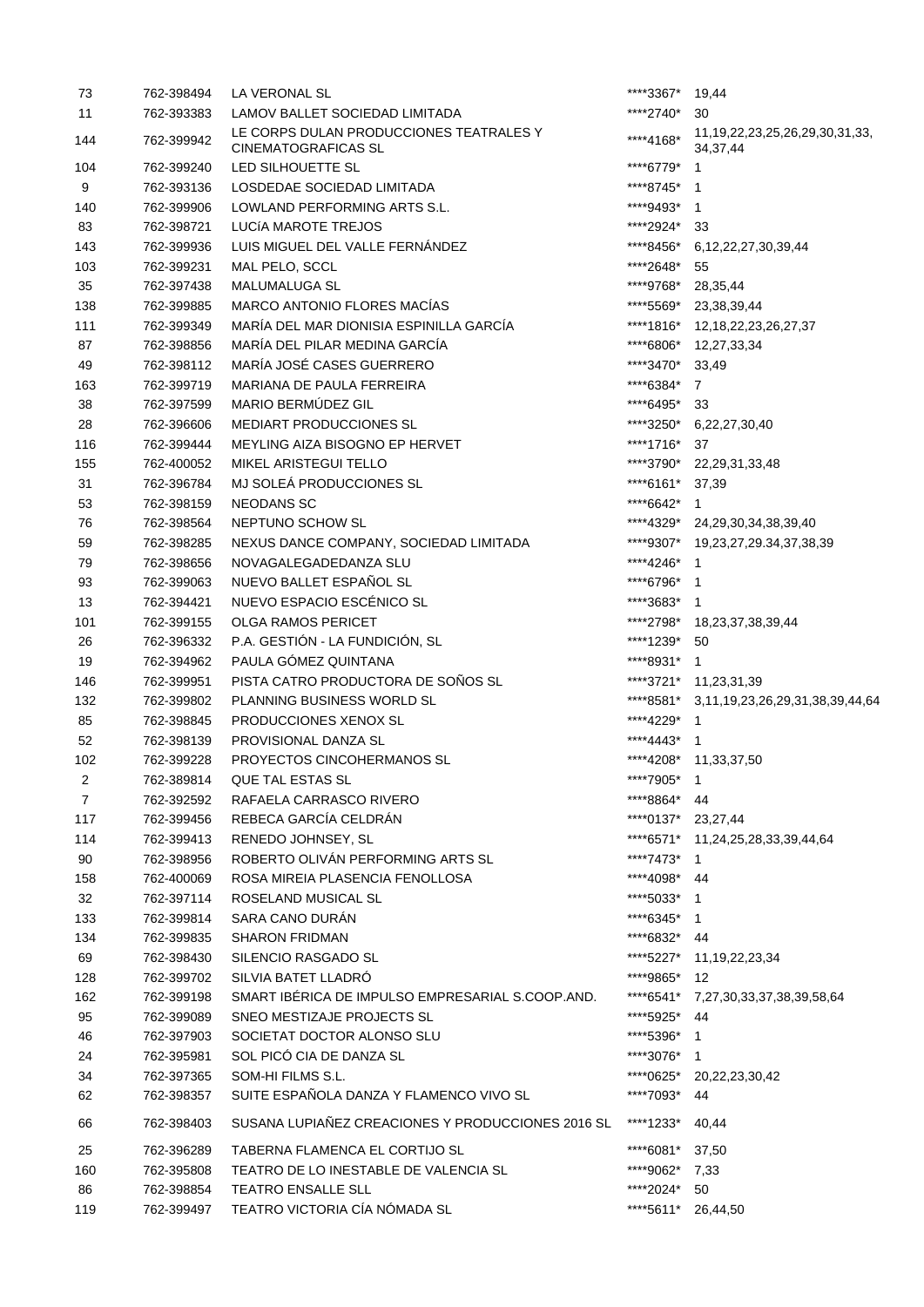| | | | | |
|---|---|---|---|---|
| 73 | 762-398494 | LA VERONAL SL | ****3367* | 19,44 |
| 11 | 762-393383 | LAMOV BALLET SOCIEDAD LIMITADA | ****2740* | 30 |
| 144 | 762-399942 | LE CORPS DULAN PRODUCCIONES TEATRALES Y CINEMATOGRAFICAS SL | ****4168* | 11,19,22,23,25,26,29,30,31,33, 34,37,44 |
| 104 | 762-399240 | LED SILHOUETTE SL | ****6779* | 1 |
| 9 | 762-393136 | LOSDEDAE SOCIEDAD LIMITADA | ****8745* | 1 |
| 140 | 762-399906 | LOWLAND PERFORMING ARTS S.L. | ****9493* | 1 |
| 83 | 762-398721 | LUCíA MAROTE TREJOS | ****2924* | 33 |
| 143 | 762-399936 | LUIS MIGUEL DEL VALLE FERNÁNDEZ | ****8456* | 6,12,22,27,30,39,44 |
| 103 | 762-399231 | MAL PELO, SCCL | ****2648* | 55 |
| 35 | 762-397438 | MALUMALUGA SL | ****9768* | 28,35,44 |
| 138 | 762-399885 | MARCO ANTONIO FLORES MACÍAS | ****5569* | 23,38,39,44 |
| 111 | 762-399349 | MARÍA DEL MAR DIONISIA ESPINILLA GARCÍA | ****1816* | 12,18,22,23,26,27,37 |
| 87 | 762-398856 | MARÍA DEL PILAR MEDINA GARCÍA | ****6806* | 12,27,33,34 |
| 49 | 762-398112 | MARÍA JOSÉ CASES GUERRERO | ****3470* | 33,49 |
| 163 | 762-399719 | MARIANA DE PAULA FERREIRA | ****6384* | 7 |
| 38 | 762-397599 | MARIO BERMÚDEZ GIL | ****6495* | 33 |
| 28 | 762-396606 | MEDIART PRODUCCIONES SL | ****3250* | 6,22,27,30,40 |
| 116 | 762-399444 | MEYLING AIZA BISOGNO EP HERVET | ****1716* | 37 |
| 155 | 762-400052 | MIKEL ARISTEGUI TELLO | ****3790* | 22,29,31,33,48 |
| 31 | 762-396784 | MJ SOLEÁ PRODUCCIONES SL | ****6161* | 37,39 |
| 53 | 762-398159 | NEODANS SC | ****6642* | 1 |
| 76 | 762-398564 | NEPTUNO SCHOW SL | ****4329* | 24,29,30,34,38,39,40 |
| 59 | 762-398285 | NEXUS DANCE COMPANY, SOCIEDAD LIMITADA | ****9307* | 19,23,27,29.34,37,38,39 |
| 79 | 762-398656 | NOVAGALEGADEDANZA SLU | ****4246* | 1 |
| 93 | 762-399063 | NUEVO BALLET ESPAÑOL SL | ****6796* | 1 |
| 13 | 762-394421 | NUEVO ESPACIO ESCÉNICO SL | ****3683* | 1 |
| 101 | 762-399155 | OLGA RAMOS PERICET | ****2798* | 18,23,37,38,39,44 |
| 26 | 762-396332 | P.A. GESTIÓN - LA FUNDICIÓN, SL | ****1239* | 50 |
| 19 | 762-394962 | PAULA GÓMEZ QUINTANA | ****8931* | 1 |
| 146 | 762-399951 | PISTA CATRO PRODUCTORA DE SOÑOS SL | ****3721* | 11,23,31,39 |
| 132 | 762-399802 | PLANNING BUSINESS WORLD SL | ****8581* | 3,11,19,23,26,29,31,38,39,44,64 |
| 85 | 762-398845 | PRODUCCIONES XENOX SL | ****4229* | 1 |
| 52 | 762-398139 | PROVISIONAL DANZA SL | ****4443* | 1 |
| 102 | 762-399228 | PROYECTOS CINCOHERMANOS SL | ****4208* | 11,33,37,50 |
| 2 | 762-389814 | QUE TAL ESTAS SL | ****7905* | 1 |
| 7 | 762-392592 | RAFAELA CARRASCO RIVERO | ****8864* | 44 |
| 117 | 762-399456 | REBECA GARCÍA CELDRÁN | ****0137* | 23,27,44 |
| 114 | 762-399413 | RENEDO JOHNSEY, SL | ****6571* | 11,24,25,28,33,39,44,64 |
| 90 | 762-398956 | ROBERTO OLIVÁN PERFORMING ARTS SL | ****7473* | 1 |
| 158 | 762-400069 | ROSA MIREIA PLASENCIA FENOLLOSA | ****4098* | 44 |
| 32 | 762-397114 | ROSELAND MUSICAL SL | ****5033* | 1 |
| 133 | 762-399814 | SARA CANO DURÁN | ****6345* | 1 |
| 134 | 762-399835 | SHARON FRIDMAN | ****6832* | 44 |
| 69 | 762-398430 | SILENCIO RASGADO SL | ****5227* | 11,19,22,23,34 |
| 128 | 762-399702 | SILVIA BATET LLADRÓ | ****9865* | 12 |
| 162 | 762-399198 | SMART IBÉRICA DE IMPULSO EMPRESARIAL S.COOP.AND. | ****6541* | 7,27,30,33,37,38,39,58,64 |
| 95 | 762-399089 | SNEO MESTIZAJE PROJECTS SL | ****5925* | 44 |
| 46 | 762-397903 | SOCIETAT DOCTOR ALONSO SLU | ****5396* | 1 |
| 24 | 762-395981 | SOL PICÓ CIA DE DANZA SL | ****3076* | 1 |
| 34 | 762-397365 | SOM-HI FILMS S.L. | ****0625* | 20,22,23,30,42 |
| 62 | 762-398357 | SUITE ESPAÑOLA DANZA Y FLAMENCO VIVO SL | ****7093* | 44 |
| 66 | 762-398403 | SUSANA LUPIAÑEZ CREACIONES Y PRODUCCIONES 2016 SL | ****1233* | 40,44 |
| 25 | 762-396289 | TABERNA FLAMENCA EL CORTIJO SL | ****6081* | 37,50 |
| 160 | 762-395808 | TEATRO DE LO INESTABLE DE VALENCIA SL | ****9062* | 7,33 |
| 86 | 762-398854 | TEATRO ENSALLE SLL | ****2024* | 50 |
| 119 | 762-399497 | TEATRO VICTORIA CÍA NÓMADA SL | ****5611* | 26,44,50 |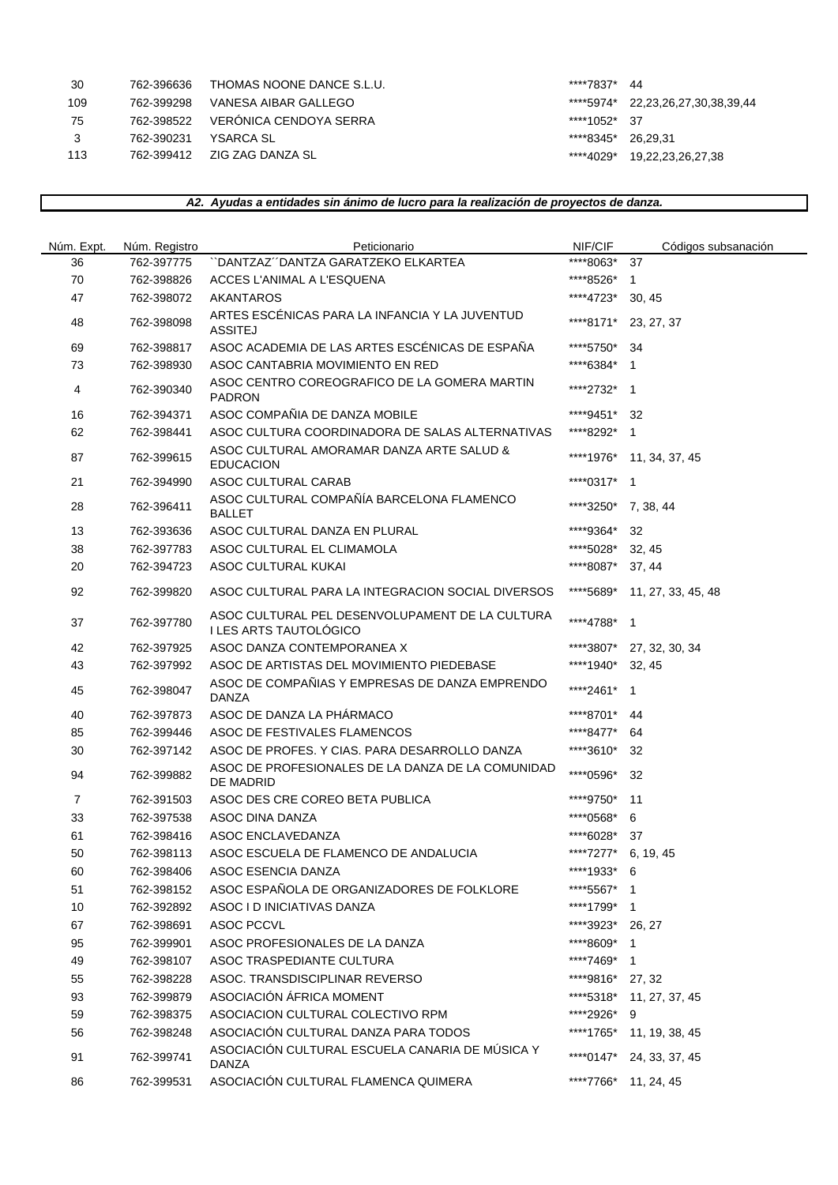| | | | | |
|---|---|---|---|---|
| 30 | 762-396636 | THOMAS NOONE DANCE S.L.U. | ****7837* | 44 |
| 109 | 762-399298 | VANESA AIBAR GALLEGO | ****5974* | 22,23,26,27,30,38,39,44 |
| 75 | 762-398522 | VERÓNICA CENDOYA SERRA | ****1052* | 37 |
| 3 | 762-390231 | YSARCA SL | ****8345* | 26,29,31 |
| 113 | 762-399412 | ZIG ZAG DANZA SL | ****4029* | 19,22,23,26,27,38 |

***A2. Ayudas a entidades sin ánimo de lucro para la realización de proyectos de danza.***

| Núm. Expt. | Núm. Registro | Peticionario | NIF/CIF | Códigos subsanación |
|---|---|---|---|---|
| 36 | 762-397775 | ``DANTZAZ´´DANTZA GARATZEKO ELKARTEA | ****8063* | 37 |
| 70 | 762-398826 | ACCES L'ANIMAL A L'ESQUENA | ****8526* | 1 |
| 47 | 762-398072 | AKANTAROS | ****4723* | 30, 45 |
| 48 | 762-398098 | ARTES ESCÉNICAS PARA LA INFANCIA Y LA JUVENTUD ASSITEJ | ****8171* | 23, 27, 37 |
| 69 | 762-398817 | ASOC ACADEMIA DE LAS ARTES ESCÉNICAS DE ESPAÑA | ****5750* | 34 |
| 73 | 762-398930 | ASOC CANTABRIA MOVIMIENTO EN RED | ****6384* | 1 |
| 4 | 762-390340 | ASOC CENTRO COREOGRAFICO DE LA GOMERA MARTIN PADRON | ****2732* | 1 |
| 16 | 762-394371 | ASOC COMPAÑIA DE DANZA MOBILE | ****9451* | 32 |
| 62 | 762-398441 | ASOC CULTURA COORDINADORA DE SALAS ALTERNATIVAS | ****8292* | 1 |
| 87 | 762-399615 | ASOC CULTURAL AMORAMAR DANZA ARTE SALUD & EDUCACION | ****1976* | 11, 34, 37, 45 |
| 21 | 762-394990 | ASOC CULTURAL CARAB | ****0317* | 1 |
| 28 | 762-396411 | ASOC CULTURAL COMPAÑÍA BARCELONA FLAMENCO BALLET | ****3250* | 7, 38, 44 |
| 13 | 762-393636 | ASOC CULTURAL DANZA EN PLURAL | ****9364* | 32 |
| 38 | 762-397783 | ASOC CULTURAL EL CLIMAMOLA | ****5028* | 32, 45 |
| 20 | 762-394723 | ASOC CULTURAL KUKAI | ****8087* | 37, 44 |
| 92 | 762-399820 | ASOC CULTURAL PARA LA INTEGRACION SOCIAL DIVERSOS | ****5689* | 11, 27, 33, 45, 48 |
| 37 | 762-397780 | ASOC CULTURAL PEL DESENVOLUPAMENT DE LA CULTURA I LES ARTS TAUTOLÓGICO | ****4788* | 1 |
| 42 | 762-397925 | ASOC DANZA CONTEMPORANEA X | ****3807* | 27, 32, 30, 34 |
| 43 | 762-397992 | ASOC DE ARTISTAS DEL MOVIMIENTO PIEDEBASE | ****1940* | 32, 45 |
| 45 | 762-398047 | ASOC DE COMPAÑIAS Y EMPRESAS DE DANZA EMPRENDO DANZA | ****2461* | 1 |
| 40 | 762-397873 | ASOC DE DANZA LA PHÁRMACO | ****8701* | 44 |
| 85 | 762-399446 | ASOC DE FESTIVALES FLAMENCOS | ****8477* | 64 |
| 30 | 762-397142 | ASOC DE PROFES. Y CIAS. PARA DESARROLLO DANZA | ****3610* | 32 |
| 94 | 762-399882 | ASOC DE PROFESIONALES DE LA DANZA DE LA COMUNIDAD DE MADRID | ****0596* | 32 |
| 7 | 762-391503 | ASOC DES CRE COREO BETA PUBLICA | ****9750* | 11 |
| 33 | 762-397538 | ASOC DINA DANZA | ****0568* | 6 |
| 61 | 762-398416 | ASOC ENCLAVEDANZA | ****6028* | 37 |
| 50 | 762-398113 | ASOC ESCUELA DE FLAMENCO DE ANDALUCIA | ****7277* | 6, 19, 45 |
| 60 | 762-398406 | ASOC ESENCIA DANZA | ****1933* | 6 |
| 51 | 762-398152 | ASOC ESPAÑOLA DE ORGANIZADORES DE FOLKLORE | ****5567* | 1 |
| 10 | 762-392892 | ASOC I D INICIATIVAS DANZA | ****1799* | 1 |
| 67 | 762-398691 | ASOC PCCVL | ****3923* | 26, 27 |
| 95 | 762-399901 | ASOC PROFESIONALES DE LA DANZA | ****8609* | 1 |
| 49 | 762-398107 | ASOC TRASPEDIANTE CULTURA | ****7469* | 1 |
| 55 | 762-398228 | ASOC. TRANSDISCIPLINAR REVERSO | ****9816* | 27, 32 |
| 93 | 762-399879 | ASOCIACIÓN ÁFRICA MOMENT | ****5318* | 11, 27, 37, 45 |
| 59 | 762-398375 | ASOCIACION CULTURAL COLECTIVO RPM | ****2926* | 9 |
| 56 | 762-398248 | ASOCIACIÓN CULTURAL DANZA PARA TODOS | ****1765* | 11, 19, 38, 45 |
| 91 | 762-399741 | ASOCIACIÓN CULTURAL ESCUELA CANARIA DE MÚSICA Y DANZA | ****0147* | 24, 33, 37, 45 |
| 86 | 762-399531 | ASOCIACIÓN CULTURAL FLAMENCA QUIMERA | ****7766* | 11, 24, 45 |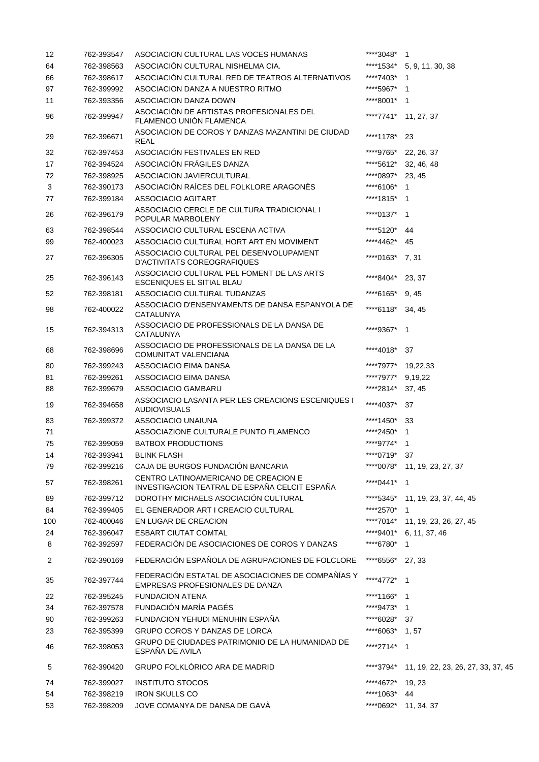| | | | | |
|---|---|---|---|---|
| 12 | 762-393547 | ASOCIACION CULTURAL LAS VOCES HUMANAS | ****3048* | 1 |
| 64 | 762-398563 | ASOCIACIÓN CULTURAL NISHELMA CIA. | ****1534* | 5, 9, 11, 30, 38 |
| 66 | 762-398617 | ASOCIACIÓN CULTURAL RED DE TEATROS ALTERNATIVOS | ****7403* | 1 |
| 97 | 762-399992 | ASOCIACION DANZA A NUESTRO RITMO | ****5967* | 1 |
| 11 | 762-393356 | ASOCIACION DANZA DOWN | ****8001* | 1 |
| 96 | 762-399947 | ASOCIACIÓN DE ARTISTAS PROFESIONALES DEL FLAMENCO UNIÓN FLAMENCA | ****7741* | 11, 27, 37 |
| 29 | 762-396671 | ASOCIACION DE COROS Y DANZAS MAZANTINI DE CIUDAD REAL | ****1178* | 23 |
| 32 | 762-397453 | ASOCIACIÓN FESTIVALES EN RED | ****9765* | 22, 26, 37 |
| 17 | 762-394524 | ASOCIACIÓN FRÁGILES DANZA | ****5612* | 32, 46, 48 |
| 72 | 762-398925 | ASOCIACION JAVIERCULTURAL | ****0897* | 23, 45 |
| 3 | 762-390173 | ASOCIACIÓN RAÍCES DEL FOLKLORE ARAGONÉS | ****6106* | 1 |
| 77 | 762-399184 | ASSOCIACIO AGITART | ****1815* | 1 |
| 26 | 762-396179 | ASSOCIACIO CERCLE DE CULTURA TRADICIONAL I POPULAR MARBOLENY | ****0137* | 1 |
| 63 | 762-398544 | ASSOCIACIO CULTURAL ESCENA ACTIVA | ****5120* | 44 |
| 99 | 762-400023 | ASSOCIACIO CULTURAL HORT ART EN MOVIMENT | ****4462* | 45 |
| 27 | 762-396305 | ASSOCIACIO CULTURAL PEL DESENVOLUPAMENT D'ACTIVITATS COREOGRAFIQUES | ****0163* | 7, 31 |
| 25 | 762-396143 | ASSOCIACIO CULTURAL PEL FOMENT DE LAS ARTS ESCENIQUES EL SITIAL BLAU | ****8404* | 23, 37 |
| 52 | 762-398181 | ASSOCIACIO CULTURAL TUDANZAS | ****6165* | 9, 45 |
| 98 | 762-400022 | ASSOCIACIO D'ENSENYAMENTS DE DANSA ESPANYOLA DE CATALUNYA | ****6118* | 34, 45 |
| 15 | 762-394313 | ASSOCIACIO DE PROFESSIONALS DE LA DANSA DE CATALUNYA | ****9367* | 1 |
| 68 | 762-398696 | ASSOCIACIO DE PROFESSIONALS DE LA DANSA DE LA COMUNITAT VALENCIANA | ****4018* | 37 |
| 80 | 762-399243 | ASSOCIACIO EIMA DANSA | ****7977* | 19,22,33 |
| 81 | 762-399261 | ASSOCIACIO EIMA DANSA | ****7977* | 9,19,22 |
| 88 | 762-399679 | ASSOCIACIO GAMBARU | ****2814* | 37, 45 |
| 19 | 762-394658 | ASSOCIACIO LASANTA PER LES CREACIONS ESCENIQUES I AUDIOVISUALS | ****4037* | 37 |
| 83 | 762-399372 | ASSOCIACIO UNAIUNA | ****1450* | 33 |
| 71 | | ASSOCIAZIONE CULTURALE PUNTO FLAMENCO | ****2450* | 1 |
| 75 | 762-399059 | BATBOX PRODUCTIONS | ****9774* | 1 |
| 14 | 762-393941 | BLINK FLASH | ****0719* | 37 |
| 79 | 762-399216 | CAJA DE BURGOS FUNDACIÓN BANCARIA | ****0078* | 11, 19, 23, 27, 37 |
| 57 | 762-398261 | CENTRO LATINOAMERICANO DE CREACION E INVESTIGACION TEATRAL DE ESPAÑA CELCIT ESPAÑA | ****0441* | 1 |
| 89 | 762-399712 | DOROTHY MICHAELS ASOCIACIÓN CULTURAL | ****5345* | 11, 19, 23, 37, 44, 45 |
| 84 | 762-399405 | EL GENERADOR ART I CREACIO CULTURAL | ****2570* | 1 |
| 100 | 762-400046 | EN LUGAR DE CREACION | ****7014* | 11, 19, 23, 26, 27, 45 |
| 24 | 762-396047 | ESBART CIUTAT COMTAL | ****9401* | 6, 11, 37, 46 |
| 8 | 762-392597 | FEDERACIÓN DE ASOCIACIONES DE COROS Y DANZAS | ****6780* | 1 |
| 2 | 762-390169 | FEDERACIÓN ESPAÑOLA DE AGRUPACIONES DE FOLCLORE | ****6556* | 27, 33 |
| 35 | 762-397744 | FEDERACIÓN ESTATAL DE ASOCIACIONES DE COMPAÑÍAS Y EMPRESAS PROFESIONALES DE DANZA | ****4772* | 1 |
| 22 | 762-395245 | FUNDACION ATENA | ****1166* | 1 |
| 34 | 762-397578 | FUNDACIÓN MARÍA PAGÉS | ****9473* | 1 |
| 90 | 762-399263 | FUNDACION YEHUDI MENUHIN ESPAÑA | ****6028* | 37 |
| 23 | 762-395399 | GRUPO COROS Y DANZAS DE LORCA | ****6063* | 1, 57 |
| 46 | 762-398053 | GRUPO DE CIUDADES PATRIMONIO DE LA HUMANIDAD DE ESPAÑA DE AVILA | ****2714* | 1 |
| 5 | 762-390420 | GRUPO FOLKLÓRICO ARA DE MADRID | ****3794* | 11, 19, 22, 23, 26, 27, 33, 37, 45 |
| 74 | 762-399027 | INSTITUTO STOCOS | ****4672* | 19, 23 |
| 54 | 762-398219 | IRON SKULLS CO | ****1063* | 44 |
| 53 | 762-398209 | JOVE COMANYA DE DANSA DE GAVÀ | ****0692* | 11, 34, 37 |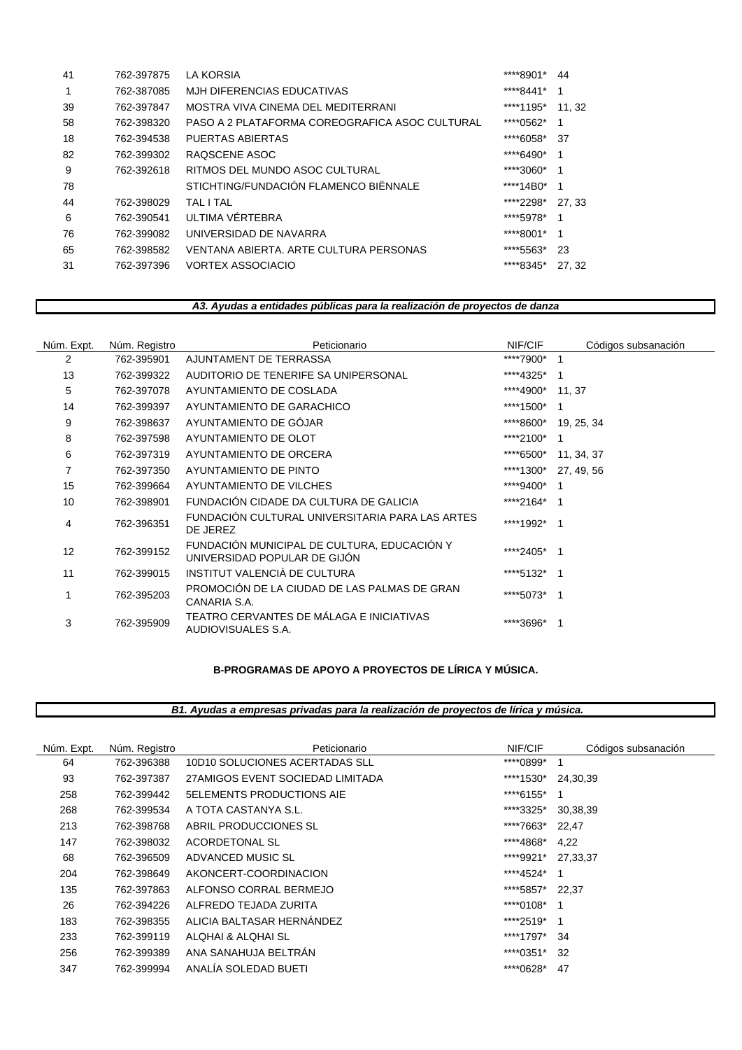| Núm. Expt. | Núm. Registro | Peticionario | NIF/CIF | Códigos subsanación |
|---|---|---|---|---|
| 41 | 762-397875 | LA KORSIA | ****8901* | 44 |
| 1 | 762-387085 | MJH DIFERENCIAS EDUCATIVAS | ****8441* | 1 |
| 39 | 762-397847 | MOSTRA VIVA CINEMA DEL MEDITERRANI | ****1195* | 11, 32 |
| 58 | 762-398320 | PASO A 2 PLATAFORMA COREOGRAFICA ASOC CULTURAL | ****0562* | 1 |
| 18 | 762-394538 | PUERTAS ABIERTAS | ****6058* | 37 |
| 82 | 762-399302 | RAQSCENE ASOC | ****6490* | 1 |
| 9 | 762-392618 | RITMOS DEL MUNDO ASOC CULTURAL | ****3060* | 1 |
| 78 | | STICHTING/FUNDACIÓN FLAMENCO BIËNNALE | ****14B0* | 1 |
| 44 | 762-398029 | TAL I TAL | ****2298* | 27, 33 |
| 6 | 762-390541 | ULTIMA VÉRTEBRA | ****5978* | 1 |
| 76 | 762-399082 | UNIVERSIDAD DE NAVARRA | ****8001* | 1 |
| 65 | 762-398582 | VENTANA ABIERTA. ARTE CULTURA PERSONAS | ****5563* | 23 |
| 31 | 762-397396 | VORTEX ASSOCIACIO | ****8345* | 27, 32 |

***A3. Ayudas a entidades públicas para la realización de proyectos de danza***

| Núm. Expt. | Núm. Registro | Peticionario | NIF/CIF | Códigos subsanación |
|---|---|---|---|---|
| 2 | 762-395901 | AJUNTAMENT DE TERRASSA | ****7900* | 1 |
| 13 | 762-399322 | AUDITORIO DE TENERIFE SA UNIPERSONAL | ****4325* | 1 |
| 5 | 762-397078 | AYUNTAMIENTO DE COSLADA | ****4900* | 11, 37 |
| 14 | 762-399397 | AYUNTAMIENTO DE GARACHICO | ****1500* | 1 |
| 9 | 762-398637 | AYUNTAMIENTO DE GÓJAR | ****8600* | 19, 25, 34 |
| 8 | 762-397598 | AYUNTAMIENTO DE OLOT | ****2100* | 1 |
| 6 | 762-397319 | AYUNTAMIENTO DE ORCERA | ****6500* | 11, 34, 37 |
| 7 | 762-397350 | AYUNTAMIENTO DE PINTO | ****1300* | 27, 49, 56 |
| 15 | 762-399664 | AYUNTAMIENTO DE VILCHES | ****9400* | 1 |
| 10 | 762-398901 | FUNDACIÓN CIDADE DA CULTURA DE GALICIA | ****2164* | 1 |
| 4 | 762-396351 | FUNDACIÓN CULTURAL UNIVERSITARIA PARA LAS ARTES DE JEREZ | ****1992* | 1 |
| 12 | 762-399152 | FUNDACIÓN MUNICIPAL DE CULTURA, EDUCACIÓN Y UNIVERSIDAD POPULAR DE GIJÓN | ****2405* | 1 |
| 11 | 762-399015 | INSTITUT VALENCIÀ DE CULTURA | ****5132* | 1 |
| 1 | 762-395203 | PROMOCIÓN DE LA CIUDAD DE LAS PALMAS DE GRAN CANARIA S.A. | ****5073* | 1 |
| 3 | 762-395909 | TEATRO CERVANTES DE MÁLAGA E INICIATIVAS AUDIOVISUALES S.A. | ****3696* | 1 |

**B-PROGRAMAS DE APOYO A PROYECTOS DE LÍRICA Y MÚSICA.**

***B1. Ayudas a empresas privadas para la realización de proyectos de lírica y música.***

| Núm. Expt. | Núm. Registro | Peticionario | NIF/CIF | Códigos subsanación |
|---|---|---|---|---|
| 64 | 762-396388 | 10D10 SOLUCIONES ACERTADAS SLL | ****0899* | 1 |
| 93 | 762-397387 | 27AMIGOS EVENT SOCIEDAD LIMITADA | ****1530* | 24,30,39 |
| 258 | 762-399442 | 5ELEMENTS PRODUCTIONS AIE | ****6155* | 1 |
| 268 | 762-399534 | A TOTA CASTANYA S.L. | ****3325* | 30,38,39 |
| 213 | 762-398768 | ABRIL PRODUCCIONES SL | ****7663* | 22,47 |
| 147 | 762-398032 | ACORDETONAL SL | ****4868* | 4,22 |
| 68 | 762-396509 | ADVANCED MUSIC SL | ****9921* | 27,33,37 |
| 204 | 762-398649 | AKONCERT-COORDINACION | ****4524* | 1 |
| 135 | 762-397863 | ALFONSO CORRAL BERMEJO | ****5857* | 22,37 |
| 26 | 762-394226 | ALFREDO TEJADA ZURITA | ****0108* | 1 |
| 183 | 762-398355 | ALICIA BALTASAR HERNÁNDEZ | ****2519* | 1 |
| 233 | 762-399119 | ALQHAI & ALQHAI SL | ****1797* | 34 |
| 256 | 762-399389 | ANA SANAHUJA BELTRÁN | ****0351* | 32 |
| 347 | 762-399994 | ANALÍA SOLEDAD BUETI | ****0628* | 47 |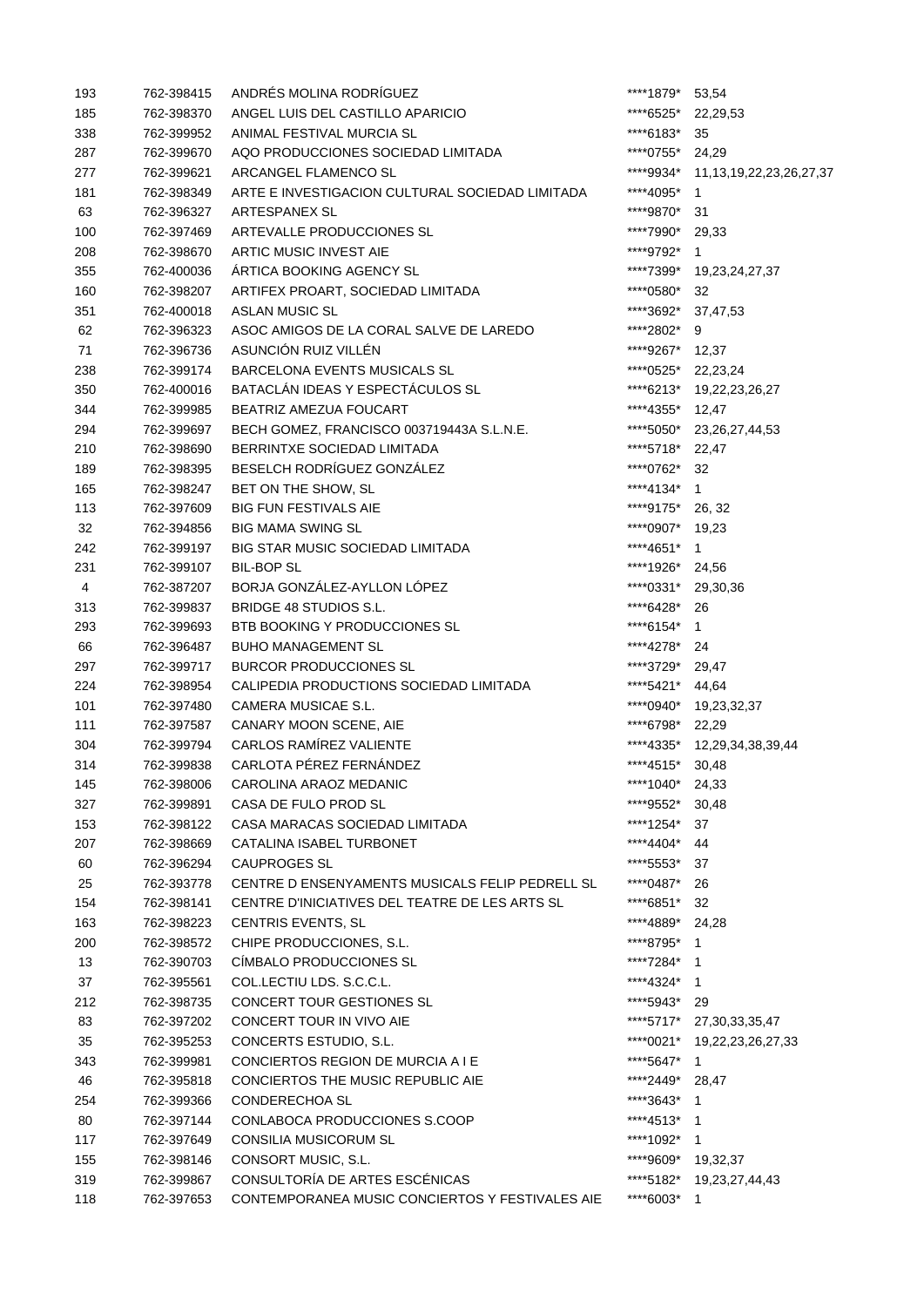| | | | | |
|---|---|---|---|---|
| 193 | 762-398415 | ANDRÉS MOLINA RODRÍGUEZ | ****1879* | 53,54 |
| 185 | 762-398370 | ANGEL LUIS DEL CASTILLO APARICIO | ****6525* | 22,29,53 |
| 338 | 762-399952 | ANIMAL FESTIVAL MURCIA SL | ****6183* | 35 |
| 287 | 762-399670 | AQO PRODUCCIONES SOCIEDAD LIMITADA | ****0755* | 24,29 |
| 277 | 762-399621 | ARCANGEL FLAMENCO SL | ****9934* | 11,13,19,22,23,26,27,37 |
| 181 | 762-398349 | ARTE E INVESTIGACION CULTURAL SOCIEDAD LIMITADA | ****4095* | 1 |
| 63 | 762-396327 | ARTESPANEX SL | ****9870* | 31 |
| 100 | 762-397469 | ARTEVALLE PRODUCCIONES SL | ****7990* | 29,33 |
| 208 | 762-398670 | ARTIC MUSIC INVEST AIE | ****9792* | 1 |
| 355 | 762-400036 | ÁRTICA BOOKING AGENCY SL | ****7399* | 19,23,24,27,37 |
| 160 | 762-398207 | ARTIFEX PROART, SOCIEDAD LIMITADA | ****0580* | 32 |
| 351 | 762-400018 | ASLAN MUSIC SL | ****3692* | 37,47,53 |
| 62 | 762-396323 | ASOC AMIGOS DE LA CORAL SALVE DE LAREDO | ****2802* | 9 |
| 71 | 762-396736 | ASUNCIÓN RUIZ VILLÉN | ****9267* | 12,37 |
| 238 | 762-399174 | BARCELONA EVENTS MUSICALS SL | ****0525* | 22,23,24 |
| 350 | 762-400016 | BATACLÁN IDEAS Y ESPECTÁCULOS SL | ****6213* | 19,22,23,26,27 |
| 344 | 762-399985 | BEATRIZ AMEZUA FOUCART | ****4355* | 12,47 |
| 294 | 762-399697 | BECH GOMEZ, FRANCISCO 003719443A S.L.N.E. | ****5050* | 23,26,27,44,53 |
| 210 | 762-398690 | BERRINTXE SOCIEDAD LIMITADA | ****5718* | 22,47 |
| 189 | 762-398395 | BESELCH RODRÍGUEZ GONZÁLEZ | ****0762* | 32 |
| 165 | 762-398247 | BET ON THE SHOW, SL | ****4134* | 1 |
| 113 | 762-397609 | BIG FUN FESTIVALS AIE | ****9175* | 26, 32 |
| 32 | 762-394856 | BIG MAMA SWING SL | ****0907* | 19,23 |
| 242 | 762-399197 | BIG STAR MUSIC SOCIEDAD LIMITADA | ****4651* | 1 |
| 231 | 762-399107 | BIL-BOP SL | ****1926* | 24,56 |
| 4 | 762-387207 | BORJA GONZÁLEZ-AYLLON LÓPEZ | ****0331* | 29,30,36 |
| 313 | 762-399837 | BRIDGE 48 STUDIOS S.L. | ****6428* | 26 |
| 293 | 762-399693 | BTB BOOKING Y PRODUCCIONES SL | ****6154* | 1 |
| 66 | 762-396487 | BUHO MANAGEMENT SL | ****4278* | 24 |
| 297 | 762-399717 | BURCOR PRODUCCIONES SL | ****3729* | 29,47 |
| 224 | 762-398954 | CALIPEDIA PRODUCTIONS SOCIEDAD LIMITADA | ****5421* | 44,64 |
| 101 | 762-397480 | CAMERA MUSICAE S.L. | ****0940* | 19,23,32,37 |
| 111 | 762-397587 | CANARY MOON SCENE, AIE | ****6798* | 22,29 |
| 304 | 762-399794 | CARLOS RAMÍREZ VALIENTE | ****4335* | 12,29,34,38,39,44 |
| 314 | 762-399838 | CARLOTA PÉREZ FERNÁNDEZ | ****4515* | 30,48 |
| 145 | 762-398006 | CAROLINA ARAOZ MEDANIC | ****1040* | 24,33 |
| 327 | 762-399891 | CASA DE FULO PROD SL | ****9552* | 30,48 |
| 153 | 762-398122 | CASA MARACAS SOCIEDAD LIMITADA | ****1254* | 37 |
| 207 | 762-398669 | CATALINA ISABEL TURBONET | ****4404* | 44 |
| 60 | 762-396294 | CAUPROGES SL | ****5553* | 37 |
| 25 | 762-393778 | CENTRE D ENSENYAMENTS MUSICALS FELIP PEDRELL SL | ****0487* | 26 |
| 154 | 762-398141 | CENTRE D'INICIATIVES DEL TEATRE DE LES ARTS SL | ****6851* | 32 |
| 163 | 762-398223 | CENTRIS EVENTS, SL | ****4889* | 24,28 |
| 200 | 762-398572 | CHIPE PRODUCCIONES, S.L. | ****8795* | 1 |
| 13 | 762-390703 | CÍMBALO PRODUCCIONES SL | ****7284* | 1 |
| 37 | 762-395561 | COL.LECTIU LDS. S.C.C.L. | ****4324* | 1 |
| 212 | 762-398735 | CONCERT TOUR GESTIONES SL | ****5943* | 29 |
| 83 | 762-397202 | CONCERT TOUR IN VIVO AIE | ****5717* | 27,30,33,35,47 |
| 35 | 762-395253 | CONCERTS ESTUDIO, S.L. | ****0021* | 19,22,23,26,27,33 |
| 343 | 762-399981 | CONCIERTOS REGION DE MURCIA A I E | ****5647* | 1 |
| 46 | 762-395818 | CONCIERTOS THE MUSIC REPUBLIC AIE | ****2449* | 28,47 |
| 254 | 762-399366 | CONDERECHOA SL | ****3643* | 1 |
| 80 | 762-397144 | CONLABOCA PRODUCCIONES S.COOP | ****4513* | 1 |
| 117 | 762-397649 | CONSILIA MUSICORUM SL | ****1092* | 1 |
| 155 | 762-398146 | CONSORT MUSIC, S.L. | ****9609* | 19,32,37 |
| 319 | 762-399867 | CONSULTORÍA DE ARTES ESCÉNICAS | ****5182* | 19,23,27,44,43 |
| 118 | 762-397653 | CONTEMPORANEA MUSIC CONCIERTOS Y FESTIVALES AIE | ****6003* | 1 |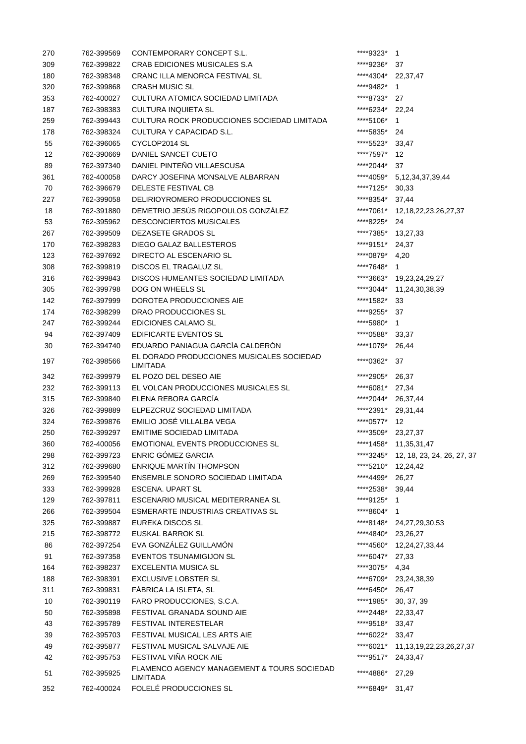| | | | | |
|---|---|---|---|---|
| 270 | 762-399569 | CONTEMPORARY CONCEPT S.L. | ****9323* | 1 |
| 309 | 762-399822 | CRAB EDICIONES MUSICALES S.A | ****9236* | 37 |
| 180 | 762-398348 | CRANC ILLA MENORCA FESTIVAL SL | ****4304* | 22,37,47 |
| 320 | 762-399868 | CRASH MUSIC SL | ****9482* | 1 |
| 353 | 762-400027 | CULTURA ATOMICA SOCIEDAD LIMITADA | ****8733* | 27 |
| 187 | 762-398383 | CULTURA INQUIETA SL | ****6234* | 22,24 |
| 259 | 762-399443 | CULTURA ROCK PRODUCCIONES SOCIEDAD LIMITADA | ****5106* | 1 |
| 178 | 762-398324 | CULTURA Y CAPACIDAD S.L. | ****5835* | 24 |
| 55 | 762-396065 | CYCLOP2014 SL | ****5523* | 33,47 |
| 12 | 762-390669 | DANIEL SANCET CUETO | ****7597* | 12 |
| 89 | 762-397340 | DANIEL PINTEÑO VILLAESCUSA | ****2044* | 37 |
| 361 | 762-400058 | DARCY JOSEFINA MONSALVE ALBARRAN | ****4059* | 5,12,34,37,39,44 |
| 70 | 762-396679 | DELESTE FESTIVAL CB | ****7125* | 30,33 |
| 227 | 762-399058 | DELIRIOYROMERO PRODUCCIONES SL | ****8354* | 37,44 |
| 18 | 762-391880 | DEMETRIO JESÚS RIGOPOULOS GONZÁLEZ | ****7061* | 12,18,22,23,26,27,37 |
| 53 | 762-395962 | DESCONCIERTOS MUSICALES | ****8225* | 24 |
| 267 | 762-399509 | DEZASETE GRADOS SL | ****7385* | 13,27,33 |
| 170 | 762-398283 | DIEGO GALAZ BALLESTEROS | ****9151* | 24,37 |
| 123 | 762-397692 | DIRECTO AL ESCENARIO SL | ****0879* | 4,20 |
| 308 | 762-399819 | DISCOS EL TRAGALUZ SL | ****7648* | 1 |
| 316 | 762-399843 | DISCOS HUMEANTES SOCIEDAD LIMITADA | ****3663* | 19,23,24,29,27 |
| 305 | 762-399798 | DOG ON WHEELS SL | ****3044* | 11,24,30,38,39 |
| 142 | 762-397999 | DOROTEA PRODUCCIONES AIE | ****1582* | 33 |
| 174 | 762-398299 | DRAO PRODUCCIONES SL | ****9255* | 37 |
| 247 | 762-399244 | EDICIONES CALAMO SL | ****5980* | 1 |
| 94 | 762-397409 | EDIFICARTE EVENTOS SL | ****0588* | 33,37 |
| 30 | 762-394740 | EDUARDO PANIAGUA GARCÍA CALDERÓN | ****1079* | 26,44 |
| 197 | 762-398566 | EL DORADO PRODUCCIONES MUSICALES SOCIEDAD LIMITADA | ****0362* | 37 |
| 342 | 762-399979 | EL POZO DEL DESEO AIE | ****2905* | 26,37 |
| 232 | 762-399113 | EL VOLCAN PRODUCCIONES MUSICALES SL | ****6081* | 27,34 |
| 315 | 762-399840 | ELENA REBORA GARCÍA | ****2044* | 26,37,44 |
| 326 | 762-399889 | ELPEZCRUZ SOCIEDAD LIMITADA | ****2391* | 29,31,44 |
| 324 | 762-399876 | EMILIO JOSÉ VILLALBA VEGA | ****0577* | 12 |
| 250 | 762-399297 | EMITIME SOCIEDAD LIMITADA | ****3509* | 23,27,37 |
| 360 | 762-400056 | EMOTIONAL EVENTS PRODUCCIONES SL | ****1458* | 11,35,31,47 |
| 298 | 762-399723 | ENRIC GÓMEZ GARCIA | ****3245* | 12, 18, 23, 24, 26, 27, 37 |
| 312 | 762-399680 | ENRIQUE MARTÍN THOMPSON | ****5210* | 12,24,42 |
| 269 | 762-399540 | ENSEMBLE SONORO SOCIEDAD LIMITADA | ****4499* | 26,27 |
| 333 | 762-399928 | ESCENA. UPART SL | ****2538* | 39,44 |
| 129 | 762-397811 | ESCENARIO MUSICAL MEDITERRANEA SL | ****9125* | 1 |
| 266 | 762-399504 | ESMERARTE INDUSTRIAS CREATIVAS SL | ****8604* | 1 |
| 325 | 762-399887 | EUREKA DISCOS SL | ****8148* | 24,27,29,30,53 |
| 215 | 762-398772 | EUSKAL BARROK SL | ****4840* | 23,26,27 |
| 86 | 762-397254 | EVA GONZÁLEZ GUILLAMÓN | ****4560* | 12,24,27,33,44 |
| 91 | 762-397358 | EVENTOS TSUNAMIGIJON SL | ****6047* | 27,33 |
| 164 | 762-398237 | EXCELENTIA MUSICA SL | ****3075* | 4,34 |
| 188 | 762-398391 | EXCLUSIVE LOBSTER SL | ****6709* | 23,24,38,39 |
| 311 | 762-399831 | FÁBRICA LA ISLETA, SL | ****6450* | 26,47 |
| 10 | 762-390119 | FARO PRODUCCIONES, S.C.A. | ****1985* | 30, 37, 39 |
| 50 | 762-395898 | FESTIVAL GRANADA SOUND AIE | ****2448* | 22,33,47 |
| 43 | 762-395789 | FESTIVAL INTERESTELAR | ****9518* | 33,47 |
| 39 | 762-395703 | FESTIVAL MUSICAL LES ARTS AIE | ****6022* | 33,47 |
| 49 | 762-395877 | FESTIVAL MUSICAL SALVAJE AIE | ****6021* | 11,13,19,22,23,26,27,37 |
| 42 | 762-395753 | FESTIVAL VIÑA ROCK AIE | ****9517* | 24,33,47 |
| 51 | 762-395925 | FLAMENCO AGENCY MANAGEMENT & TOURS SOCIEDAD LIMITADA | ****4886* | 27,29 |
| 352 | 762-400024 | FOLELÉ PRODUCCIONES SL | ****6849* | 31,47 |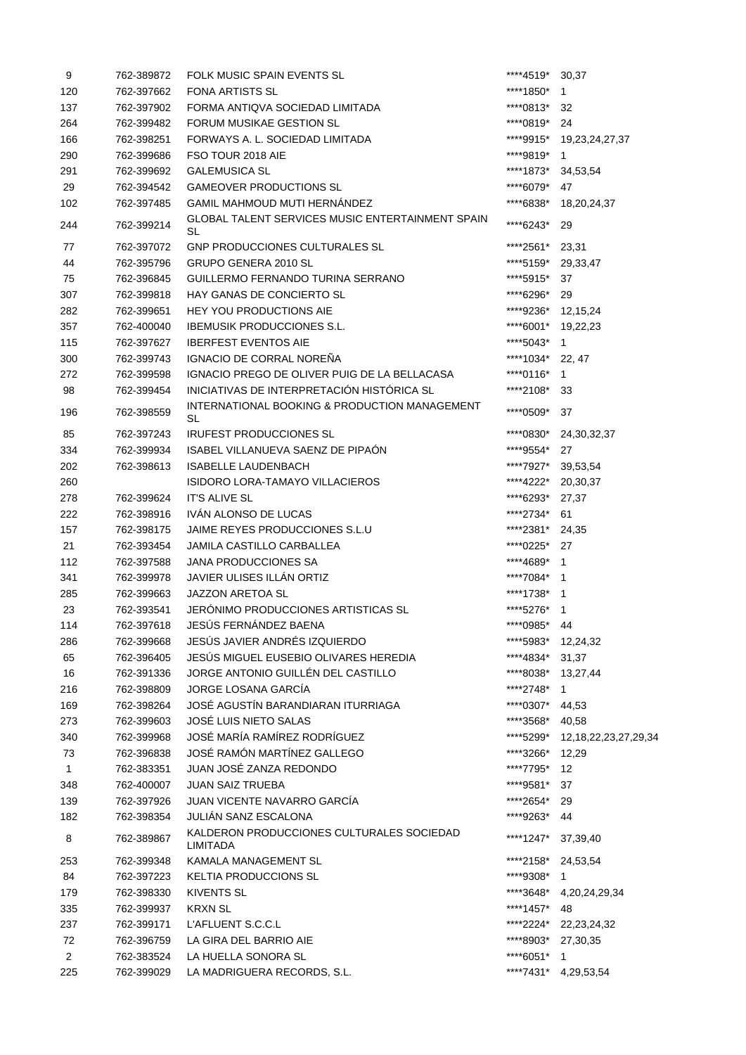| | | | | |
|---|---|---|---|---|
| 9 | 762-389872 | FOLK MUSIC SPAIN EVENTS SL | ****4519* | 30,37 |
| 120 | 762-397662 | FONA ARTISTS SL | ****1850* | 1 |
| 137 | 762-397902 | FORMA ANTIQVA SOCIEDAD LIMITADA | ****0813* | 32 |
| 264 | 762-399482 | FORUM MUSIKAE GESTION SL | ****0819* | 24 |
| 166 | 762-398251 | FORWAYS A. L. SOCIEDAD LIMITADA | ****9915* | 19,23,24,27,37 |
| 290 | 762-399686 | FSO TOUR 2018 AIE | ****9819* | 1 |
| 291 | 762-399692 | GALEMUSICA SL | ****1873* | 34,53,54 |
| 29 | 762-394542 | GAMEOVER PRODUCTIONS SL | ****6079* | 47 |
| 102 | 762-397485 | GAMIL MAHMOUD MUTI HERNÁNDEZ | ****6838* | 18,20,24,37 |
| 244 | 762-399214 | GLOBAL TALENT SERVICES MUSIC ENTERTAINMENT SPAIN SL | ****6243* | 29 |
| 77 | 762-397072 | GNP PRODUCCIONES CULTURALES SL | ****2561* | 23,31 |
| 44 | 762-395796 | GRUPO GENERA 2010 SL | ****5159* | 29,33,47 |
| 75 | 762-396845 | GUILLERMO FERNANDO TURINA SERRANO | ****5915* | 37 |
| 307 | 762-399818 | HAY GANAS DE CONCIERTO SL | ****6296* | 29 |
| 282 | 762-399651 | HEY YOU PRODUCTIONS AIE | ****9236* | 12,15,24 |
| 357 | 762-400040 | IBEMUSIK PRODUCCIONES S.L. | ****6001* | 19,22,23 |
| 115 | 762-397627 | IBERFEST EVENTOS AIE | ****5043* | 1 |
| 300 | 762-399743 | IGNACIO DE CORRAL NOREÑA | ****1034* | 22, 47 |
| 272 | 762-399598 | IGNACIO PREGO DE OLIVER PUIG DE LA BELLACASA | ****0116* | 1 |
| 98 | 762-399454 | INICIATIVAS DE INTERPRETACIÓN HISTÓRICA SL | ****2108* | 33 |
| 196 | 762-398559 | INTERNATIONAL BOOKING & PRODUCTION MANAGEMENT SL | ****0509* | 37 |
| 85 | 762-397243 | IRUFEST PRODUCCIONES SL | ****0830* | 24,30,32,37 |
| 334 | 762-399934 | ISABEL VILLANUEVA SAENZ DE PIPAÓN | ****9554* | 27 |
| 202 | 762-398613 | ISABELLE LAUDENBACH | ****7927* | 39,53,54 |
| 260 | | ISIDORO LORA-TAMAYO VILLACIEROS | ****4222* | 20,30,37 |
| 278 | 762-399624 | IT'S ALIVE SL | ****6293* | 27,37 |
| 222 | 762-398916 | IVÁN ALONSO DE LUCAS | ****2734* | 61 |
| 157 | 762-398175 | JAIME REYES PRODUCCIONES S.L.U | ****2381* | 24,35 |
| 21 | 762-393454 | JAMILA CASTILLO CARBALLEA | ****0225* | 27 |
| 112 | 762-397588 | JANA PRODUCCIONES SA | ****4689* | 1 |
| 341 | 762-399978 | JAVIER ULISES ILLÁN ORTIZ | ****7084* | 1 |
| 285 | 762-399663 | JAZZON ARETOA SL | ****1738* | 1 |
| 23 | 762-393541 | JERÓNIMO PRODUCCIONES ARTISTICAS SL | ****5276* | 1 |
| 114 | 762-397618 | JESÚS FERNÁNDEZ BAENA | ****0985* | 44 |
| 286 | 762-399668 | JESÚS JAVIER ANDRÉS IZQUIERDO | ****5983* | 12,24,32 |
| 65 | 762-396405 | JESÚS MIGUEL EUSEBIO OLIVARES HEREDIA | ****4834* | 31,37 |
| 16 | 762-391336 | JORGE ANTONIO GUILLÉN DEL CASTILLO | ****8038* | 13,27,44 |
| 216 | 762-398809 | JORGE LOSANA GARCÍA | ****2748* | 1 |
| 169 | 762-398264 | JOSÉ AGUSTÍN BARANDIARAN ITURRIAGA | ****0307* | 44,53 |
| 273 | 762-399603 | JOSÉ LUIS NIETO SALAS | ****3568* | 40,58 |
| 340 | 762-399968 | JOSÉ MARÍA RAMÍREZ RODRÍGUEZ | ****5299* | 12,18,22,23,27,29,34 |
| 73 | 762-396838 | JOSÉ RAMÓN MARTÍNEZ GALLEGO | ****3266* | 12,29 |
| 1 | 762-383351 | JUAN JOSÉ ZANZA REDONDO | ****7795* | 12 |
| 348 | 762-400007 | JUAN SAIZ TRUEBA | ****9581* | 37 |
| 139 | 762-397926 | JUAN VICENTE NAVARRO GARCÍA | ****2654* | 29 |
| 182 | 762-398354 | JULIÁN SANZ ESCALONA | ****9263* | 44 |
| 8 | 762-389867 | KALDERON PRODUCCIONES CULTURALES SOCIEDAD LIMITADA | ****1247* | 37,39,40 |
| 253 | 762-399348 | KAMALA MANAGEMENT SL | ****2158* | 24,53,54 |
| 84 | 762-397223 | KELTIA PRODUCCIONS SL | ****9308* | 1 |
| 179 | 762-398330 | KIVENTS SL | ****3648* | 4,20,24,29,34 |
| 335 | 762-399937 | KRXN SL | ****1457* | 48 |
| 237 | 762-399171 | L'AFLUENT S.C.C.L | ****2224* | 22,23,24,32 |
| 72 | 762-396759 | LA GIRA DEL BARRIO AIE | ****8903* | 27,30,35 |
| 2 | 762-383524 | LA HUELLA SONORA SL | ****6051* | 1 |
| 225 | 762-399029 | LA MADRIGUERA RECORDS, S.L. | ****7431* | 4,29,53,54 |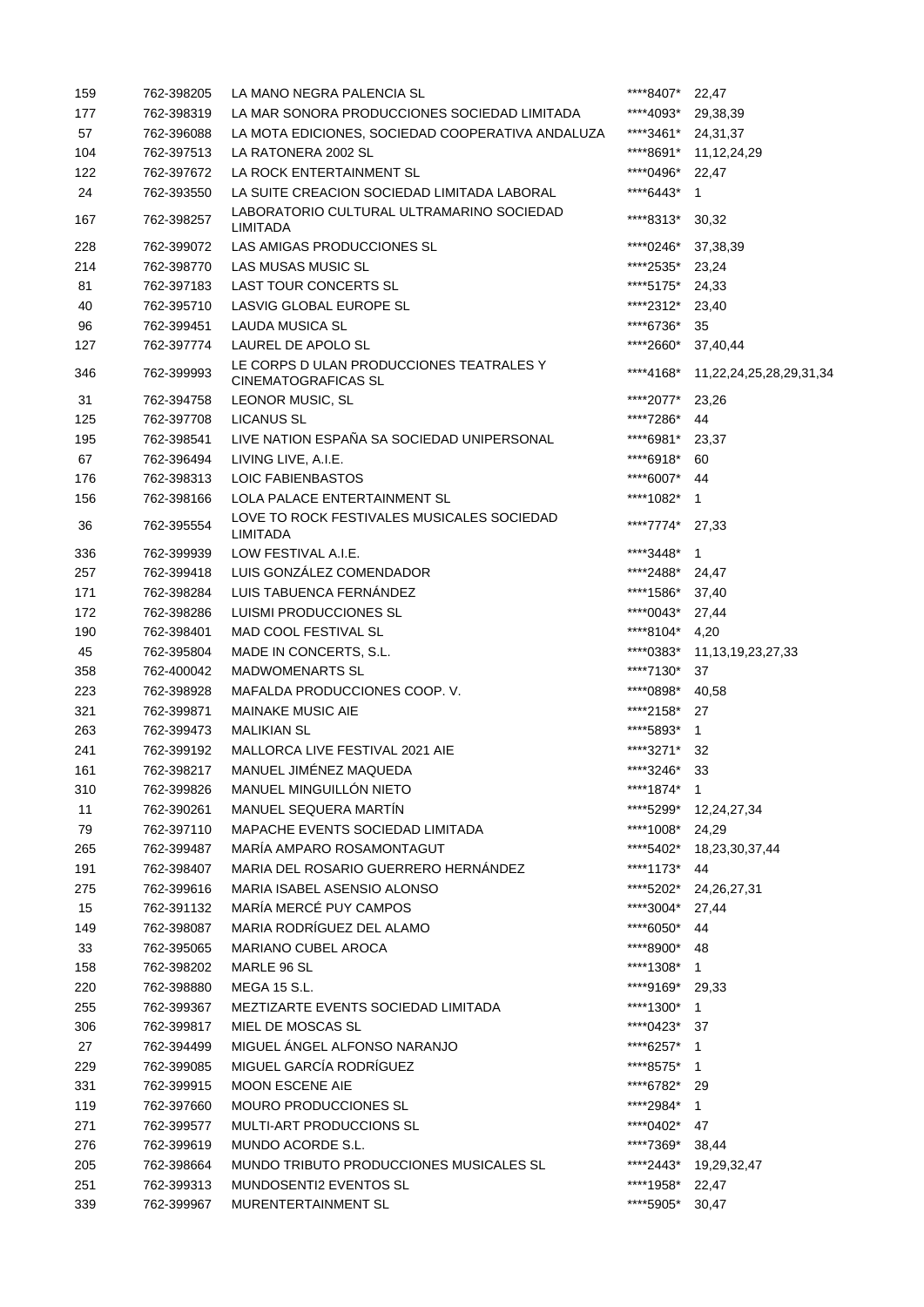| | | | | |
|---|---|---|---|---|
| 159 | 762-398205 | LA MANO NEGRA PALENCIA SL | ****8407* | 22,47 |
| 177 | 762-398319 | LA MAR SONORA PRODUCCIONES SOCIEDAD LIMITADA | ****4093* | 29,38,39 |
| 57 | 762-396088 | LA MOTA EDICIONES, SOCIEDAD COOPERATIVA ANDALUZA | ****3461* | 24,31,37 |
| 104 | 762-397513 | LA RATONERA 2002 SL | ****8691* | 11,12,24,29 |
| 122 | 762-397672 | LA ROCK ENTERTAINMENT SL | ****0496* | 22,47 |
| 24 | 762-393550 | LA SUITE CREACION SOCIEDAD LIMITADA LABORAL | ****6443* | 1 |
| 167 | 762-398257 | LABORATORIO CULTURAL ULTRAMARINO SOCIEDAD LIMITADA | ****8313* | 30,32 |
| 228 | 762-399072 | LAS AMIGAS PRODUCCIONES SL | ****0246* | 37,38,39 |
| 214 | 762-398770 | LAS MUSAS MUSIC SL | ****2535* | 23,24 |
| 81 | 762-397183 | LAST TOUR CONCERTS SL | ****5175* | 24,33 |
| 40 | 762-395710 | LASVIG GLOBAL EUROPE SL | ****2312* | 23,40 |
| 96 | 762-399451 | LAUDA MUSICA SL | ****6736* | 35 |
| 127 | 762-397774 | LAUREL DE APOLO SL | ****2660* | 37,40,44 |
| 346 | 762-399993 | LE CORPS D ULAN PRODUCCIONES TEATRALES Y CINEMATOGRAFICAS SL | ****4168* | 11,22,24,25,28,29,31,34 |
| 31 | 762-394758 | LEONOR MUSIC, SL | ****2077* | 23,26 |
| 125 | 762-397708 | LICANUS SL | ****7286* | 44 |
| 195 | 762-398541 | LIVE NATION ESPAÑA SA SOCIEDAD UNIPERSONAL | ****6981* | 23,37 |
| 67 | 762-396494 | LIVING LIVE, A.I.E. | ****6918* | 60 |
| 176 | 762-398313 | LOIC FABIENBASTOS | ****6007* | 44 |
| 156 | 762-398166 | LOLA PALACE ENTERTAINMENT SL | ****1082* | 1 |
| 36 | 762-395554 | LOVE TO ROCK FESTIVALES MUSICALES SOCIEDAD LIMITADA | ****7774* | 27,33 |
| 336 | 762-399939 | LOW FESTIVAL A.I.E. | ****3448* | 1 |
| 257 | 762-399418 | LUIS GONZÁLEZ COMENDADOR | ****2488* | 24,47 |
| 171 | 762-398284 | LUIS TABUENCA FERNÁNDEZ | ****1586* | 37,40 |
| 172 | 762-398286 | LUISMI PRODUCCIONES SL | ****0043* | 27,44 |
| 190 | 762-398401 | MAD COOL FESTIVAL SL | ****8104* | 4,20 |
| 45 | 762-395804 | MADE IN CONCERTS, S.L. | ****0383* | 11,13,19,23,27,33 |
| 358 | 762-400042 | MADWOMENARTS SL | ****7130* | 37 |
| 223 | 762-398928 | MAFALDA PRODUCCIONES COOP. V. | ****0898* | 40,58 |
| 321 | 762-399871 | MAINAKE MUSIC AIE | ****2158* | 27 |
| 263 | 762-399473 | MALIKIAN SL | ****5893* | 1 |
| 241 | 762-399192 | MALLORCA LIVE FESTIVAL 2021 AIE | ****3271* | 32 |
| 161 | 762-398217 | MANUEL JIMÉNEZ MAQUEDA | ****3246* | 33 |
| 310 | 762-399826 | MANUEL MINGUILLÓN NIETO | ****1874* | 1 |
| 11 | 762-390261 | MANUEL SEQUERA MARTÍN | ****5299* | 12,24,27,34 |
| 79 | 762-397110 | MAPACHE EVENTS SOCIEDAD LIMITADA | ****1008* | 24,29 |
| 265 | 762-399487 | MARÍA AMPARO ROSAMONTAGUT | ****5402* | 18,23,30,37,44 |
| 191 | 762-398407 | MARIA DEL ROSARIO GUERRERO HERNÁNDEZ | ****1173* | 44 |
| 275 | 762-399616 | MARIA ISABEL ASENSIO ALONSO | ****5202* | 24,26,27,31 |
| 15 | 762-391132 | MARÍA MERCÉ PUY CAMPOS | ****3004* | 27,44 |
| 149 | 762-398087 | MARIA RODRÍGUEZ DEL ALAMO | ****6050* | 44 |
| 33 | 762-395065 | MARIANO CUBEL AROCA | ****8900* | 48 |
| 158 | 762-398202 | MARLE 96 SL | ****1308* | 1 |
| 220 | 762-398880 | MEGA 15 S.L. | ****9169* | 29,33 |
| 255 | 762-399367 | MEZTIZARTE EVENTS SOCIEDAD LIMITADA | ****1300* | 1 |
| 306 | 762-399817 | MIEL DE MOSCAS SL | ****0423* | 37 |
| 27 | 762-394499 | MIGUEL ÁNGEL ALFONSO NARANJO | ****6257* | 1 |
| 229 | 762-399085 | MIGUEL GARCÍA RODRÍGUEZ | ****8575* | 1 |
| 331 | 762-399915 | MOON ESCENE AIE | ****6782* | 29 |
| 119 | 762-397660 | MOURO PRODUCCIONES SL | ****2984* | 1 |
| 271 | 762-399577 | MULTI-ART PRODUCCIONS SL | ****0402* | 47 |
| 276 | 762-399619 | MUNDO ACORDE S.L. | ****7369* | 38,44 |
| 205 | 762-398664 | MUNDO TRIBUTO PRODUCCIONES MUSICALES SL | ****2443* | 19,29,32,47 |
| 251 | 762-399313 | MUNDOSENTI2 EVENTOS SL | ****1958* | 22,47 |
| 339 | 762-399967 | MURENTERTAINMENT SL | ****5905* | 30,47 |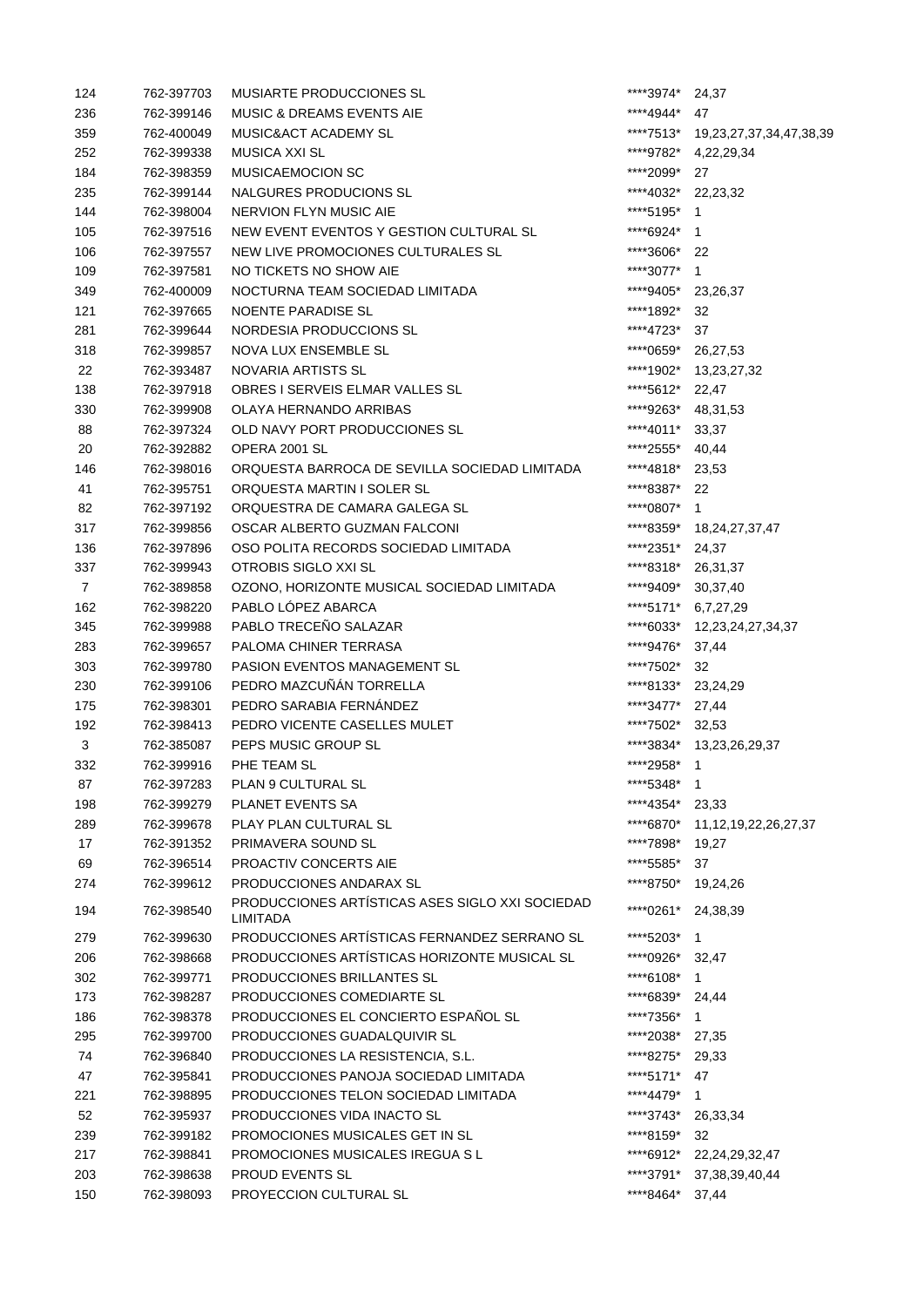| | | | | |
|---|---|---|---|---|
| 124 | 762-397703 | MUSIARTE PRODUCCIONES SL | ****3974* | 24,37 |
| 236 | 762-399146 | MUSIC & DREAMS EVENTS AIE | ****4944* | 47 |
| 359 | 762-400049 | MUSIC&ACT ACADEMY SL | ****7513* | 19,23,27,37,34,47,38,39 |
| 252 | 762-399338 | MUSICA XXI SL | ****9782* | 4,22,29,34 |
| 184 | 762-398359 | MUSICAEMOCION SC | ****2099* | 27 |
| 235 | 762-399144 | NALGURES PRODUCIONS SL | ****4032* | 22,23,32 |
| 144 | 762-398004 | NERVION FLYN MUSIC AIE | ****5195* | 1 |
| 105 | 762-397516 | NEW EVENT EVENTOS Y GESTION CULTURAL SL | ****6924* | 1 |
| 106 | 762-397557 | NEW LIVE PROMOCIONES CULTURALES SL | ****3606* | 22 |
| 109 | 762-397581 | NO TICKETS NO SHOW AIE | ****3077* | 1 |
| 349 | 762-400009 | NOCTURNA TEAM SOCIEDAD LIMITADA | ****9405* | 23,26,37 |
| 121 | 762-397665 | NOENTE PARADISE SL | ****1892* | 32 |
| 281 | 762-399644 | NORDESIA PRODUCCIONS SL | ****4723* | 37 |
| 318 | 762-399857 | NOVA LUX ENSEMBLE SL | ****0659* | 26,27,53 |
| 22 | 762-393487 | NOVARIA ARTISTS SL | ****1902* | 13,23,27,32 |
| 138 | 762-397918 | OBRES I SERVEIS ELMAR VALLES SL | ****5612* | 22,47 |
| 330 | 762-399908 | OLAYA HERNANDO ARRIBAS | ****9263* | 48,31,53 |
| 88 | 762-397324 | OLD NAVY PORT PRODUCCIONES SL | ****4011* | 33,37 |
| 20 | 762-392882 | OPERA 2001 SL | ****2555* | 40,44 |
| 146 | 762-398016 | ORQUESTA BARROCA DE SEVILLA SOCIEDAD LIMITADA | ****4818* | 23,53 |
| 41 | 762-395751 | ORQUESTA MARTIN I SOLER SL | ****8387* | 22 |
| 82 | 762-397192 | ORQUESTRA DE CAMARA GALEGA SL | ****0807* | 1 |
| 317 | 762-399856 | OSCAR ALBERTO GUZMAN FALCONI | ****8359* | 18,24,27,37,47 |
| 136 | 762-397896 | OSO POLITA RECORDS SOCIEDAD LIMITADA | ****2351* | 24,37 |
| 337 | 762-399943 | OTROBIS SIGLO XXI SL | ****8318* | 26,31,37 |
| 7 | 762-389858 | OZONO, HORIZONTE MUSICAL SOCIEDAD LIMITADA | ****9409* | 30,37,40 |
| 162 | 762-398220 | PABLO LÓPEZ ABARCA | ****5171* | 6,7,27,29 |
| 345 | 762-399988 | PABLO TRECEÑO SALAZAR | ****6033* | 12,23,24,27,34,37 |
| 283 | 762-399657 | PALOMA CHINER TERRASA | ****9476* | 37,44 |
| 303 | 762-399780 | PASION EVENTOS MANAGEMENT SL | ****7502* | 32 |
| 230 | 762-399106 | PEDRO MAZCUÑÁN TORRELLA | ****8133* | 23,24,29 |
| 175 | 762-398301 | PEDRO SARABIA FERNÁNDEZ | ****3477* | 27,44 |
| 192 | 762-398413 | PEDRO VICENTE CASELLES MULET | ****7502* | 32,53 |
| 3 | 762-385087 | PEPS MUSIC GROUP SL | ****3834* | 13,23,26,29,37 |
| 332 | 762-399916 | PHE TEAM SL | ****2958* | 1 |
| 87 | 762-397283 | PLAN 9 CULTURAL SL | ****5348* | 1 |
| 198 | 762-399279 | PLANET EVENTS SA | ****4354* | 23,33 |
| 289 | 762-399678 | PLAY PLAN CULTURAL SL | ****6870* | 11,12,19,22,26,27,37 |
| 17 | 762-391352 | PRIMAVERA SOUND SL | ****7898* | 19,27 |
| 69 | 762-396514 | PROACTIV CONCERTS AIE | ****5585* | 37 |
| 274 | 762-399612 | PRODUCCIONES ANDARAX SL | ****8750* | 19,24,26 |
| 194 | 762-398540 | PRODUCCIONES ARTÍSTICAS ASES SIGLO XXI SOCIEDAD LIMITADA | ****0261* | 24,38,39 |
| 279 | 762-399630 | PRODUCCIONES ARTÍSTICAS FERNANDEZ SERRANO SL | ****5203* | 1 |
| 206 | 762-398668 | PRODUCCIONES ARTÍSTICAS HORIZONTE MUSICAL SL | ****0926* | 32,47 |
| 302 | 762-399771 | PRODUCCIONES BRILLANTES SL | ****6108* | 1 |
| 173 | 762-398287 | PRODUCCIONES COMEDIARTE SL | ****6839* | 24,44 |
| 186 | 762-398378 | PRODUCCIONES EL CONCIERTO ESPAÑOL SL | ****7356* | 1 |
| 295 | 762-399700 | PRODUCCIONES GUADALQUIVIR SL | ****2038* | 27,35 |
| 74 | 762-396840 | PRODUCCIONES LA RESISTENCIA, S.L. | ****8275* | 29,33 |
| 47 | 762-395841 | PRODUCCIONES PANOJA SOCIEDAD LIMITADA | ****5171* | 47 |
| 221 | 762-398895 | PRODUCCIONES TELON SOCIEDAD LIMITADA | ****4479* | 1 |
| 52 | 762-395937 | PRODUCCIONES VIDA INACTO SL | ****3743* | 26,33,34 |
| 239 | 762-399182 | PROMOCIONES MUSICALES GET IN SL | ****8159* | 32 |
| 217 | 762-398841 | PROMOCIONES MUSICALES IREGUA S L | ****6912* | 22,24,29,32,47 |
| 203 | 762-398638 | PROUD EVENTS SL | ****3791* | 37,38,39,40,44 |
| 150 | 762-398093 | PROYECCION CULTURAL SL | ****8464* | 37,44 |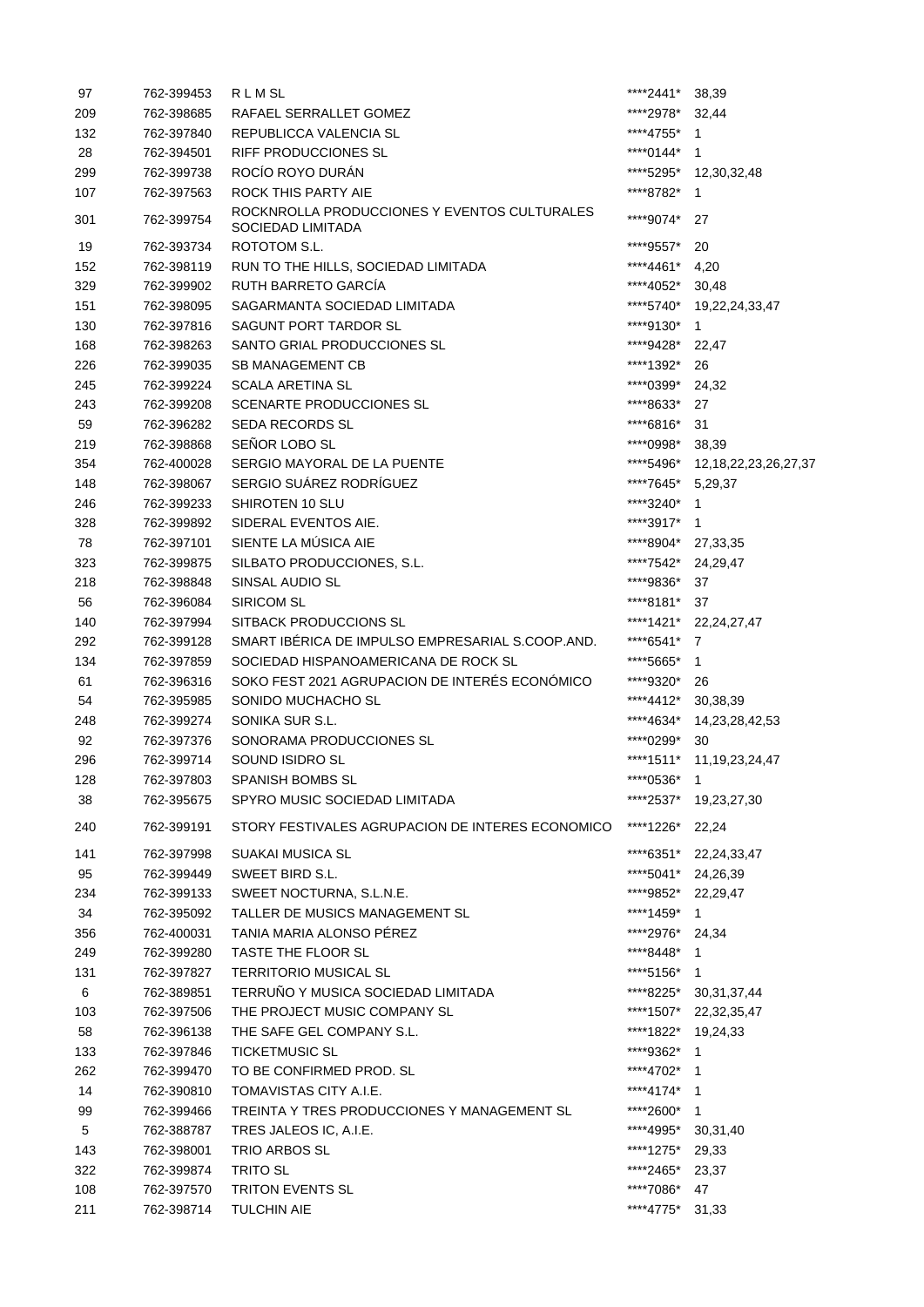| | | | | |
|---|---|---|---|---|
| 97 | 762-399453 | R L M SL | ****2441* | 38,39 |
| 209 | 762-398685 | RAFAEL SERRALLET GOMEZ | ****2978* | 32,44 |
| 132 | 762-397840 | REPUBLICCA VALENCIA SL | ****4755* | 1 |
| 28 | 762-394501 | RIFF PRODUCCIONES SL | ****0144* | 1 |
| 299 | 762-399738 | ROCÍO ROYO DURÁN | ****5295* | 12,30,32,48 |
| 107 | 762-397563 | ROCK THIS PARTY AIE | ****8782* | 1 |
| 301 | 762-399754 | ROCKNROLLA PRODUCCIONES Y EVENTOS CULTURALES SOCIEDAD LIMITADA | ****9074* | 27 |
| 19 | 762-393734 | ROTOTOM S.L. | ****9557* | 20 |
| 152 | 762-398119 | RUN TO THE HILLS, SOCIEDAD LIMITADA | ****4461* | 4,20 |
| 329 | 762-399902 | RUTH BARRETO GARCÍA | ****4052* | 30,48 |
| 151 | 762-398095 | SAGARMANTA SOCIEDAD LIMITADA | ****5740* | 19,22,24,33,47 |
| 130 | 762-397816 | SAGUNT PORT TARDOR SL | ****9130* | 1 |
| 168 | 762-398263 | SANTO GRIAL PRODUCCIONES SL | ****9428* | 22,47 |
| 226 | 762-399035 | SB MANAGEMENT CB | ****1392* | 26 |
| 245 | 762-399224 | SCALA ARETINA SL | ****0399* | 24,32 |
| 243 | 762-399208 | SCENARTE PRODUCCIONES SL | ****8633* | 27 |
| 59 | 762-396282 | SEDA RECORDS SL | ****6816* | 31 |
| 219 | 762-398868 | SEÑOR LOBO SL | ****0998* | 38,39 |
| 354 | 762-400028 | SERGIO MAYORAL DE LA PUENTE | ****5496* | 12,18,22,23,26,27,37 |
| 148 | 762-398067 | SERGIO SUÁREZ RODRÍGUEZ | ****7645* | 5,29,37 |
| 246 | 762-399233 | SHIROTEN 10 SLU | ****3240* | 1 |
| 328 | 762-399892 | SIDERAL EVENTOS AIE. | ****3917* | 1 |
| 78 | 762-397101 | SIENTE LA MÚSICA AIE | ****8904* | 27,33,35 |
| 323 | 762-399875 | SILBATO PRODUCCIONES, S.L. | ****7542* | 24,29,47 |
| 218 | 762-398848 | SINSAL AUDIO SL | ****9836* | 37 |
| 56 | 762-396084 | SIRICOM SL | ****8181* | 37 |
| 140 | 762-397994 | SITBACK PRODUCCIONS SL | ****1421* | 22,24,27,47 |
| 292 | 762-399128 | SMART IBÉRICA DE IMPULSO EMPRESARIAL S.COOP.AND. | ****6541* | 7 |
| 134 | 762-397859 | SOCIEDAD HISPANOAMERICANA DE ROCK SL | ****5665* | 1 |
| 61 | 762-396316 | SOKO FEST 2021 AGRUPACION DE INTERÉS ECONÓMICO | ****9320* | 26 |
| 54 | 762-395985 | SONIDO MUCHACHO SL | ****4412* | 30,38,39 |
| 248 | 762-399274 | SONIKA SUR S.L. | ****4634* | 14,23,28,42,53 |
| 92 | 762-397376 | SONORAMA PRODUCCIONES SL | ****0299* | 30 |
| 296 | 762-399714 | SOUND ISIDRO SL | ****1511* | 11,19,23,24,47 |
| 128 | 762-397803 | SPANISH BOMBS SL | ****0536* | 1 |
| 38 | 762-395675 | SPYRO MUSIC SOCIEDAD LIMITADA | ****2537* | 19,23,27,30 |
| 240 | 762-399191 | STORY FESTIVALES AGRUPACION DE INTERES ECONOMICO | ****1226* | 22,24 |
| 141 | 762-397998 | SUAKAI MUSICA SL | ****6351* | 22,24,33,47 |
| 95 | 762-399449 | SWEET BIRD S.L. | ****5041* | 24,26,39 |
| 234 | 762-399133 | SWEET NOCTURNA, S.L.N.E. | ****9852* | 22,29,47 |
| 34 | 762-395092 | TALLER DE MUSICS MANAGEMENT SL | ****1459* | 1 |
| 356 | 762-400031 | TANIA MARIA ALONSO PÉREZ | ****2976* | 24,34 |
| 249 | 762-399280 | TASTE THE FLOOR SL | ****8448* | 1 |
| 131 | 762-397827 | TERRITORIO MUSICAL SL | ****5156* | 1 |
| 6 | 762-389851 | TERRUÑO Y MUSICA SOCIEDAD LIMITADA | ****8225* | 30,31,37,44 |
| 103 | 762-397506 | THE PROJECT MUSIC COMPANY SL | ****1507* | 22,32,35,47 |
| 58 | 762-396138 | THE SAFE GEL COMPANY S.L. | ****1822* | 19,24,33 |
| 133 | 762-397846 | TICKETMUSIC SL | ****9362* | 1 |
| 262 | 762-399470 | TO BE CONFIRMED PROD. SL | ****4702* | 1 |
| 14 | 762-390810 | TOMAVISTAS CITY A.I.E. | ****4174* | 1 |
| 99 | 762-399466 | TREINTA Y TRES PRODUCCIONES Y MANAGEMENT SL | ****2600* | 1 |
| 5 | 762-388787 | TRES JALEOS IC, A.I.E. | ****4995* | 30,31,40 |
| 143 | 762-398001 | TRIO ARBOS SL | ****1275* | 29,33 |
| 322 | 762-399874 | TRITO SL | ****2465* | 23,37 |
| 108 | 762-397570 | TRITON EVENTS SL | ****7086* | 47 |
| 211 | 762-398714 | TULCHIN AIE | ****4775* | 31,33 |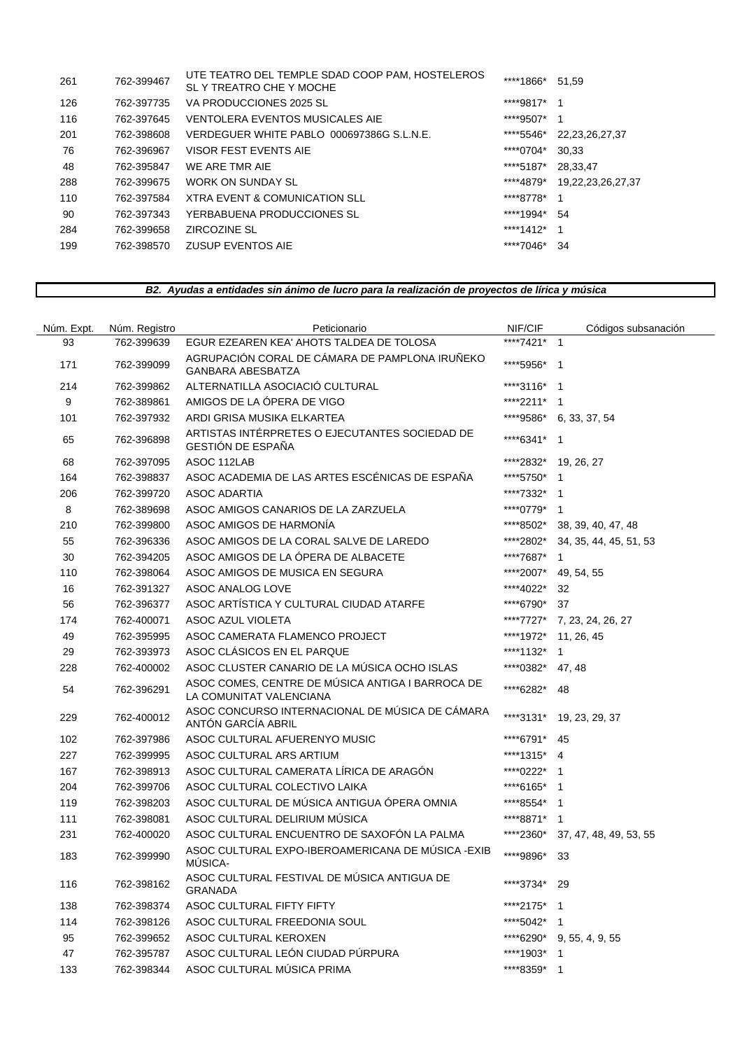| | | | | |
|---|---|---|---|---|
| 261 | 762-399467 | UTE TEATRO DEL TEMPLE SDAD COOP PAM, HOSTELEROS SL Y TREATRO CHE Y MOCHE | ****1866* | 51,59 |
| 126 | 762-397735 | VA PRODUCCIONES 2025 SL | ****9817* | 1 |
| 116 | 762-397645 | VENTOLERA EVENTOS MUSICALES AIE | ****9507* | 1 |
| 201 | 762-398608 | VERDEGUER WHITE PABLO 000697386G S.L.N.E. | ****5546* | 22,23,26,27,37 |
| 76 | 762-396967 | VISOR FEST EVENTS AIE | ****0704* | 30,33 |
| 48 | 762-395847 | WE ARE TMR AIE | ****5187* | 28,33,47 |
| 288 | 762-399675 | WORK ON SUNDAY SL | ****4879* | 19,22,23,26,27,37 |
| 110 | 762-397584 | XTRA EVENT & COMUNICATION SLL | ****8778* | 1 |
| 90 | 762-397343 | YERBABUENA PRODUCCIONES SL | ****1994* | 54 |
| 284 | 762-399658 | ZIRCOZINE SL | ****1412* | 1 |
| 199 | 762-398570 | ZUSUP EVENTOS AIE | ****7046* | 34 |

***B2. Ayudas a entidades sin ánimo de lucro para la realización de proyectos de lírica y música***

| Núm. Expt. | Núm. Registro | Peticionario | NIF/CIF | Códigos subsanación |
|---|---|---|---|---|
| 93 | 762-399639 | EGUR EZEAREN KEA' AHOTS TALDEA DE TOLOSA | ****7421* | 1 |
| 171 | 762-399099 | AGRUPACIÓN CORAL DE CÁMARA DE PAMPLONA IRUÑEKO GANBARA ABESBATZA | ****5956* | 1 |
| 214 | 762-399862 | ALTERNATILLA ASOCIACIÓ CULTURAL | ****3116* | 1 |
| 9 | 762-389861 | AMIGOS DE LA ÓPERA DE VIGO | ****2211* | 1 |
| 101 | 762-397932 | ARDI GRISA MUSIKA ELKARTEA | ****9586* | 6, 33, 37, 54 |
| 65 | 762-396898 | ARTISTAS INTÉRPRETES O EJECUTANTES SOCIEDAD DE GESTIÓN DE ESPAÑA | ****6341* | 1 |
| 68 | 762-397095 | ASOC 112LAB | ****2832* | 19, 26, 27 |
| 164 | 762-398837 | ASOC ACADEMIA DE LAS ARTES ESCÉNICAS DE ESPAÑA | ****5750* | 1 |
| 206 | 762-399720 | ASOC ADARTIA | ****7332* | 1 |
| 8 | 762-389698 | ASOC AMIGOS CANARIOS DE LA ZARZUELA | ****0779* | 1 |
| 210 | 762-399800 | ASOC AMIGOS DE HARMONÍA | ****8502* | 38, 39, 40, 47, 48 |
| 55 | 762-396336 | ASOC AMIGOS DE LA CORAL SALVE DE LAREDO | ****2802* | 34, 35, 44, 45, 51, 53 |
| 30 | 762-394205 | ASOC AMIGOS DE LA ÓPERA DE ALBACETE | ****7687* | 1 |
| 110 | 762-398064 | ASOC AMIGOS DE MUSICA EN SEGURA | ****2007* | 49, 54, 55 |
| 16 | 762-391327 | ASOC ANALOG LOVE | ****4022* | 32 |
| 56 | 762-396377 | ASOC ARTÍSTICA Y CULTURAL CIUDAD ATARFE | ****6790* | 37 |
| 174 | 762-400071 | ASOC AZUL VIOLETA | ****7727* | 7, 23, 24, 26, 27 |
| 49 | 762-395995 | ASOC CAMERATA FLAMENCO PROJECT | ****1972* | 11, 26, 45 |
| 29 | 762-393973 | ASOC CLÁSICOS EN EL PARQUE | ****1132* | 1 |
| 228 | 762-400002 | ASOC CLUSTER CANARIO DE LA MÚSICA OCHO ISLAS | ****0382* | 47, 48 |
| 54 | 762-396291 | ASOC COMES, CENTRE DE MÚSICA ANTIGA I BARROCA DE LA COMUNITAT VALENCIANA | ****6282* | 48 |
| 229 | 762-400012 | ASOC CONCURSO INTERNACIONAL DE MÚSICA DE CÁMARA ANTÓN GARCÍA ABRIL | ****3131* | 19, 23, 29, 37 |
| 102 | 762-397986 | ASOC CULTURAL AFUERENYO MUSIC | ****6791* | 45 |
| 227 | 762-399995 | ASOC CULTURAL ARS ARTIUM | ****1315* | 4 |
| 167 | 762-398913 | ASOC CULTURAL CAMERATA LÍRICA DE ARAGÓN | ****0222* | 1 |
| 204 | 762-399706 | ASOC CULTURAL COLECTIVO LAIKA | ****6165* | 1 |
| 119 | 762-398203 | ASOC CULTURAL DE MÚSICA ANTIGUA ÓPERA OMNIA | ****8554* | 1 |
| 111 | 762-398081 | ASOC CULTURAL DELIRIUM MÚSICA | ****8871* | 1 |
| 231 | 762-400020 | ASOC CULTURAL ENCUENTRO DE SAXOFÓN LA PALMA | ****2360* | 37, 47, 48, 49, 53, 55 |
| 183 | 762-399990 | ASOC CULTURAL EXPO-IBEROAMERICANA DE MÚSICA -EXIB MÚSICA- | ****9896* | 33 |
| 116 | 762-398162 | ASOC CULTURAL FESTIVAL DE MÚSICA ANTIGUA DE GRANADA | ****3734* | 29 |
| 138 | 762-398374 | ASOC CULTURAL FIFTY FIFTY | ****2175* | 1 |
| 114 | 762-398126 | ASOC CULTURAL FREEDONIA SOUL | ****5042* | 1 |
| 95 | 762-399652 | ASOC CULTURAL KEROXEN | ****6290* | 9, 55, 4, 9, 55 |
| 47 | 762-395787 | ASOC CULTURAL LEÓN CIUDAD PÚRPURA | ****1903* | 1 |
| 133 | 762-398344 | ASOC CULTURAL MÚSICA PRIMA | ****8359* | 1 |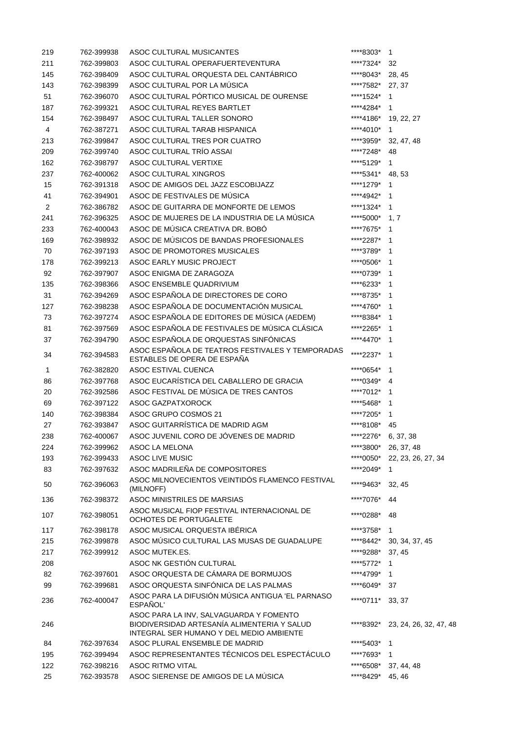| | | | | |
|---|---|---|---|---|
| 219 | 762-399938 | ASOC CULTURAL MUSICANTES | ****8303* | 1 |
| 211 | 762-399803 | ASOC CULTURAL OPERAFUERTEVENTURA | ****7324* | 32 |
| 145 | 762-398409 | ASOC CULTURAL ORQUESTA DEL CANTÁBRICO | ****8043* | 28, 45 |
| 143 | 762-398399 | ASOC CULTURAL POR LA MÚSICA | ****7582* | 27, 37 |
| 51 | 762-396070 | ASOC CULTURAL PÓRTICO MUSICAL DE OURENSE | ****1524* | 1 |
| 187 | 762-399321 | ASOC CULTURAL REYES BARTLET | ****4284* | 1 |
| 154 | 762-398497 | ASOC CULTURAL TALLER SONORO | ****4186* | 19, 22, 27 |
| 4 | 762-387271 | ASOC CULTURAL TARAB HISPANICA | ****4010* | 1 |
| 213 | 762-399847 | ASOC CULTURAL TRES POR CUATRO | ****3959* | 32, 47, 48 |
| 209 | 762-399740 | ASOC CULTURAL TRÍO ASSAI | ****7248* | 48 |
| 162 | 762-398797 | ASOC CULTURAL VERTIXE | ****5129* | 1 |
| 237 | 762-400062 | ASOC CULTURAL XINGROS | ****5341* | 48, 53 |
| 15 | 762-391318 | ASOC DE AMIGOS DEL JAZZ ESCOBIJAZZ | ****1279* | 1 |
| 41 | 762-394901 | ASOC DE FESTIVALES DE MÚSICA | ****4942* | 1 |
| 2 | 762-386782 | ASOC DE GUITARRA DE MONFORTE DE LEMOS | ****1324* | 1 |
| 241 | 762-396325 | ASOC DE MUJERES DE LA INDUSTRIA DE LA MÚSICA | ****5000* | 1, 7 |
| 233 | 762-400043 | ASOC DE MÚSICA CREATIVA DR. BOBÓ | ****7675* | 1 |
| 169 | 762-398932 | ASOC DE MÚSICOS DE BANDAS PROFESIONALES | ****2287* | 1 |
| 70 | 762-397193 | ASOC DE PROMOTORES MUSICALES | ****3789* | 1 |
| 178 | 762-399213 | ASOC EARLY MUSIC PROJECT | ****0506* | 1 |
| 92 | 762-397907 | ASOC ENIGMA DE ZARAGOZA | ****0739* | 1 |
| 135 | 762-398366 | ASOC ENSEMBLE QUADRIVIUM | ****6233* | 1 |
| 31 | 762-394269 | ASOC ESPAÑOLA DE DIRECTORES DE CORO | ****8735* | 1 |
| 127 | 762-398238 | ASOC ESPAÑOLA DE DOCUMENTACIÓN MUSICAL | ****4760* | 1 |
| 73 | 762-397274 | ASOC ESPAÑOLA DE EDITORES DE MÚSICA (AEDEM) | ****8384* | 1 |
| 81 | 762-397569 | ASOC ESPAÑOLA DE FESTIVALES DE MÚSICA CLÁSICA | ****2265* | 1 |
| 37 | 762-394790 | ASOC ESPAÑOLA DE ORQUESTAS SINFÓNICAS | ****4470* | 1 |
| 34 | 762-394583 | ASOC ESPAÑOLA DE TEATROS FESTIVALES Y TEMPORADAS ESTABLES DE OPERA DE ESPAÑA | ****2237* | 1 |
| 1 | 762-382820 | ASOC ESTIVAL CUENCA | ****0654* | 1 |
| 86 | 762-397768 | ASOC EUCARÍSTICA DEL CABALLERO DE GRACIA | ****0349* | 4 |
| 20 | 762-392586 | ASOC FESTIVAL DE MÚSICA DE TRES CANTOS | ****7012* | 1 |
| 69 | 762-397122 | ASOC GAZPATXOROCK | ****5468* | 1 |
| 140 | 762-398384 | ASOC GRUPO COSMOS 21 | ****7205* | 1 |
| 27 | 762-393847 | ASOC GUITARRÍSTICA DE MADRID AGM | ****8108* | 45 |
| 238 | 762-400067 | ASOC JUVENIL CORO DE JÓVENES DE MADRID | ****2276* | 6, 37, 38 |
| 224 | 762-399962 | ASOC LA MELONA | ****3800* | 26, 37, 48 |
| 193 | 762-399433 | ASOC LIVE MUSIC | ****0050* | 22, 23, 26, 27, 34 |
| 83 | 762-397632 | ASOC MADRILEÑA DE COMPOSITORES | ****2049* | 1 |
| 50 | 762-396063 | ASOC MILNOVECIENTOS VEINTIDÓS FLAMENCO FESTIVAL (MILNOFF) | ****9463* | 32, 45 |
| 136 | 762-398372 | ASOC MINISTRILES DE MARSIAS | ****7076* | 44 |
| 107 | 762-398051 | ASOC MUSICAL FIOP FESTIVAL INTERNACIONAL DE OCHOTES DE PORTUGALETE | ****0288* | 48 |
| 117 | 762-398178 | ASOC MUSICAL ORQUESTA IBÉRICA | ****3758* | 1 |
| 215 | 762-399878 | ASOC MÚSICO CULTURAL LAS MUSAS DE GUADALUPE | ****8442* | 30, 34, 37, 45 |
| 217 | 762-399912 | ASOC MUTEK.ES. | ****9288* | 37, 45 |
| 208 | | ASOC NK GESTIÓN CULTURAL | ****5772* | 1 |
| 82 | 762-397601 | ASOC ORQUESTA DE CÁMARA DE BORMUJOS | ****4799* | 1 |
| 99 | 762-399681 | ASOC ORQUESTA SINFÓNICA DE LAS PALMAS | ****6049* | 37 |
| 236 | 762-400047 | ASOC PARA LA DIFUSIÓN MÚSICA ANTIGUA 'EL PARNASO ESPAÑOL' | ****0711* | 33, 37 |
| 246 | | ASOC PARA LA INV, SALVAGUARDA Y FOMENTO BIODIVERSIDAD ARTESANÍA ALIMENTERIA Y SALUD INTEGRAL SER HUMANO Y DEL MEDIO AMBIENTE | ****8392* | 23, 24, 26, 32, 47, 48 |
| 84 | 762-397634 | ASOC PLURAL ENSEMBLE DE MADRID | ****5403* | 1 |
| 195 | 762-399494 | ASOC REPRESENTANTES TÉCNICOS DEL ESPECTÁCULO | ****7693* | 1 |
| 122 | 762-398216 | ASOC RITMO VITAL | ****6508* | 37, 44, 48 |
| 25 | 762-393578 | ASOC SIERENSE DE AMIGOS DE LA MÚSICA | ****8429* | 45, 46 |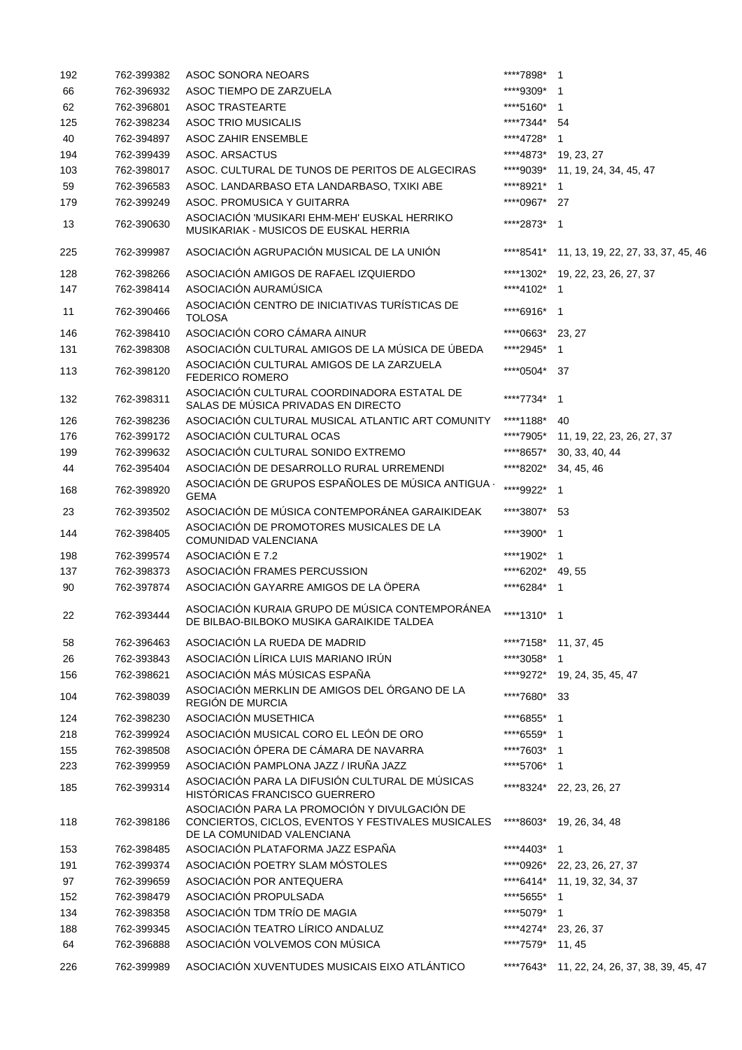| | | | | |
|---|---|---|---|---|
| 192 | 762-399382 | ASOC SONORA NEOARS | ****7898* | 1 |
| 66 | 762-396932 | ASOC TIEMPO DE ZARZUELA | ****9309* | 1 |
| 62 | 762-396801 | ASOC TRASTEARTE | ****5160* | 1 |
| 125 | 762-398234 | ASOC TRIO MUSICALIS | ****7344* | 54 |
| 40 | 762-394897 | ASOC ZAHIR ENSEMBLE | ****4728* | 1 |
| 194 | 762-399439 | ASOC. ARSACTUS | ****4873* | 19, 23, 27 |
| 103 | 762-398017 | ASOC. CULTURAL DE TUNOS DE PERITOS DE ALGECIRAS | ****9039* | 11, 19, 24, 34, 45, 47 |
| 59 | 762-396583 | ASOC. LANDARBASO ETA LANDARBASO, TXIKI ABE | ****8921* | 1 |
| 179 | 762-399249 | ASOC. PROMUSICA Y GUITARRA | ****0967* | 27 |
| 13 | 762-390630 | ASOCIACIÓN 'MUSIKARI EHM-MEH' EUSKAL HERRIKO MUSIKARIAK - MUSICOS DE EUSKAL HERRIA | ****2873* | 1 |
| 225 | 762-399987 | ASOCIACIÓN AGRUPACIÓN MUSICAL DE LA UNIÓN | ****8541* | 11, 13, 19, 22, 27, 33, 37, 45, 46 |
| 128 | 762-398266 | ASOCIACIÓN AMIGOS DE RAFAEL IZQUIERDO | ****1302* | 19, 22, 23, 26, 27, 37 |
| 147 | 762-398414 | ASOCIACIÓN AURAMÚSICA | ****4102* | 1 |
| 11 | 762-390466 | ASOCIACIÓN CENTRO DE INICIATIVAS TURÍSTICAS DE TOLOSA | ****6916* | 1 |
| 146 | 762-398410 | ASOCIACIÓN CORO CÁMARA AINUR | ****0663* | 23, 27 |
| 131 | 762-398308 | ASOCIACIÓN CULTURAL AMIGOS DE LA MÚSICA DE ÚBEDA | ****2945* | 1 |
| 113 | 762-398120 | ASOCIACIÓN CULTURAL AMIGOS DE LA ZARZUELA FEDERICO ROMERO | ****0504* | 37 |
| 132 | 762-398311 | ASOCIACIÓN CULTURAL COORDINADORA ESTATAL DE SALAS DE MÚSICA PRIVADAS EN DIRECTO | ****7734* | 1 |
| 126 | 762-398236 | ASOCIACIÓN CULTURAL MUSICAL ATLANTIC ART COMUNITY | ****1188* | 40 |
| 176 | 762-399172 | ASOCIACIÓN CULTURAL OCAS | ****7905* | 11, 19, 22, 23, 26, 27, 37 |
| 199 | 762-399632 | ASOCIACIÓN CULTURAL SONIDO EXTREMO | ****8657* | 30, 33, 40, 44 |
| 44 | 762-395404 | ASOCIACIÓN DE DESARROLLO RURAL URREMENDI | ****8202* | 34, 45, 46 |
| 168 | 762-398920 | ASOCIACIÓN DE GRUPOS ESPAÑOLES DE MÚSICA ANTIGUA - GEMA | ****9922* | 1 |
| 23 | 762-393502 | ASOCIACIÓN DE MÚSICA CONTEMPORÁNEA GARAIKIDEAK | ****3807* | 53 |
| 144 | 762-398405 | ASOCIACIÓN DE PROMOTORES MUSICALES DE LA COMUNIDAD VALENCIANA | ****3900* | 1 |
| 198 | 762-399574 | ASOCIACIÓN E 7.2 | ****1902* | 1 |
| 137 | 762-398373 | ASOCIACIÓN FRAMES PERCUSSION | ****6202* | 49, 55 |
| 90 | 762-397874 | ASOCIACIÓN GAYARRE AMIGOS DE LA ÓPERA | ****6284* | 1 |
| 22 | 762-393444 | ASOCIACIÓN KURAIA GRUPO DE MÚSICA CONTEMPORÁNEA DE BILBAO-BILBOKO MUSIKA GARAIKIDE TALDEA | ****1310* | 1 |
| 58 | 762-396463 | ASOCIACIÓN LA RUEDA DE MADRID | ****7158* | 11, 37, 45 |
| 26 | 762-393843 | ASOCIACIÓN LÍRICA LUIS MARIANO IRÚN | ****3058* | 1 |
| 156 | 762-398621 | ASOCIACIÓN MÁS MÚSICAS ESPAÑA | ****9272* | 19, 24, 35, 45, 47 |
| 104 | 762-398039 | ASOCIACIÓN MERKLIN DE AMIGOS DEL ÓRGANO DE LA REGIÓN DE MURCIA | ****7680* | 33 |
| 124 | 762-398230 | ASOCIACIÓN MUSETHICA | ****6855* | 1 |
| 218 | 762-399924 | ASOCIACIÓN MUSICAL CORO EL LEÓN DE ORO | ****6559* | 1 |
| 155 | 762-398508 | ASOCIACIÓN ÓPERA DE CÁMARA DE NAVARRA | ****7603* | 1 |
| 223 | 762-399959 | ASOCIACIÓN PAMPLONA JAZZ / IRUÑA JAZZ | ****5706* | 1 |
| 185 | 762-399314 | ASOCIACIÓN PARA LA DIFUSIÓN CULTURAL DE MÚSICAS HISTÓRICAS FRANCISCO GUERRERO | ****8324* | 22, 23, 26, 27 |
| 118 | 762-398186 | ASOCIACIÓN PARA LA PROMOCIÓN Y DIVULGACIÓN DE CONCIERTOS, CICLOS, EVENTOS Y FESTIVALES MUSICALES DE LA COMUNIDAD VALENCIANA | ****8603* | 19, 26, 34, 48 |
| 153 | 762-398485 | ASOCIACIÓN PLATAFORMA JAZZ ESPAÑA | ****4403* | 1 |
| 191 | 762-399374 | ASOCIACIÓN POETRY SLAM MÓSTOLES | ****0926* | 22, 23, 26, 27, 37 |
| 97 | 762-399659 | ASOCIACIÓN POR ANTEQUERA | ****6414* | 11, 19, 32, 34, 37 |
| 152 | 762-398479 | ASOCIACIÓN PROPULSADA | ****5655* | 1 |
| 134 | 762-398358 | ASOCIACIÓN TDM TRÍO DE MAGIA | ****5079* | 1 |
| 188 | 762-399345 | ASOCIACIÓN TEATRO LÍRICO ANDALUZ | ****4274* | 23, 26, 37 |
| 64 | 762-396888 | ASOCIACIÓN VOLVEMOS CON MÚSICA | ****7579* | 11, 45 |
| 226 | 762-399989 | ASOCIACIÓN XUVENTUDES MUSICAIS EIXO ATLÁNTICO | ****7643* | 11, 22, 24, 26, 37, 38, 39, 45, 47 |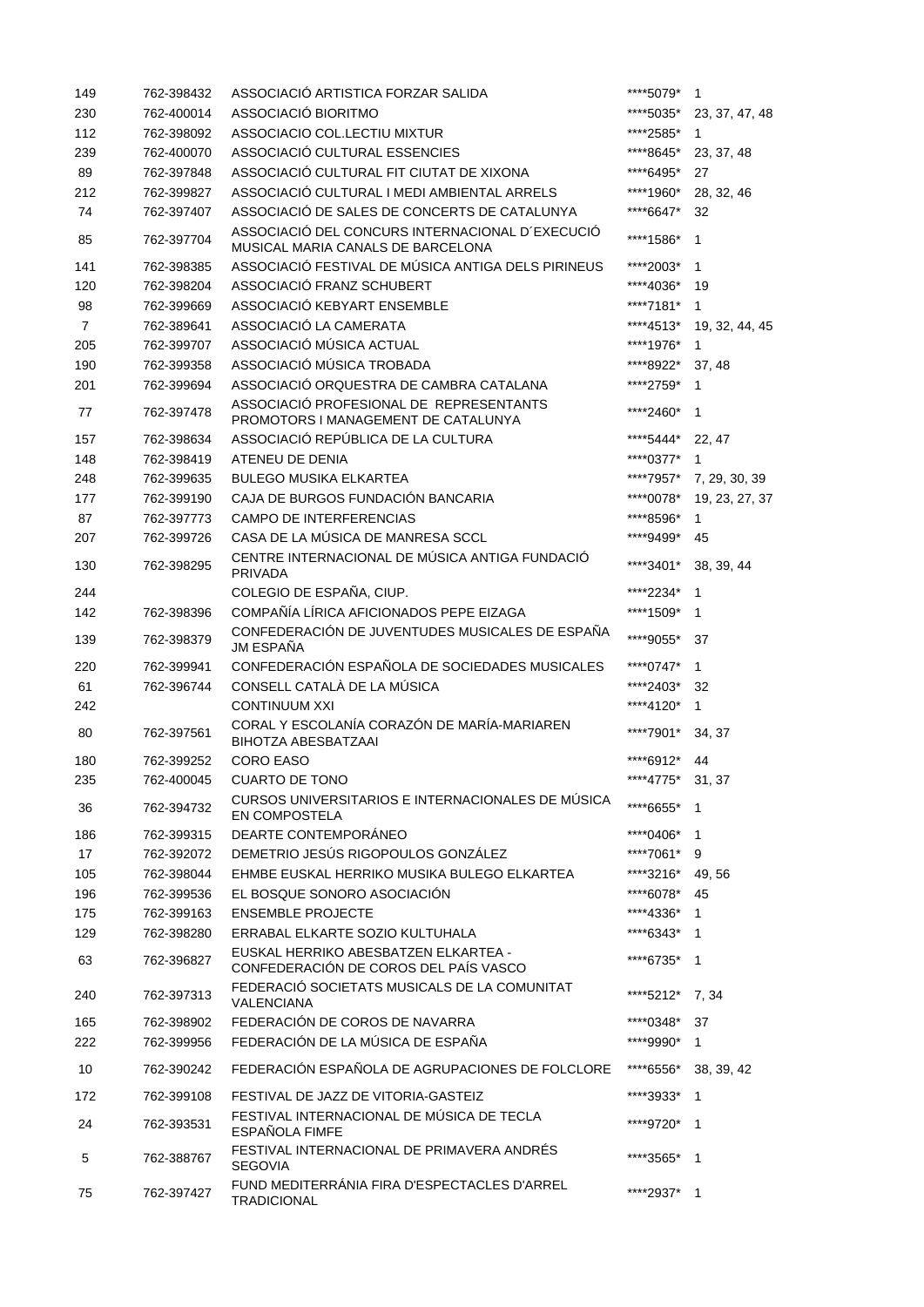| | | | | |
|---|---|---|---|---|
| 149 | 762-398432 | ASSOCIACIÓ ARTISTICA FORZAR SALIDA | ****5079* | 1 |
| 230 | 762-400014 | ASSOCIACIÓ BIORITMO | ****5035* | 23, 37, 47, 48 |
| 112 | 762-398092 | ASSOCIACIO COL.LECTIU MIXTUR | ****2585* | 1 |
| 239 | 762-400070 | ASSOCIACIÓ CULTURAL ESSENCIES | ****8645* | 23, 37, 48 |
| 89 | 762-397848 | ASSOCIACIÓ CULTURAL FIT CIUTAT DE XIXONA | ****6495* | 27 |
| 212 | 762-399827 | ASSOCIACIÓ CULTURAL I MEDI AMBIENTAL ARRELS | ****1960* | 28, 32, 46 |
| 74 | 762-397407 | ASSOCIACIÓ DE SALES DE CONCERTS DE CATALUNYA | ****6647* | 32 |
| 85 | 762-397704 | ASSOCIACIÓ DEL CONCURS INTERNACIONAL D´EXECUCIÓ MUSICAL MARIA CANALS DE BARCELONA | ****1586* | 1 |
| 141 | 762-398385 | ASSOCIACIÓ FESTIVAL DE MÚSICA ANTIGA DELS PIRINEUS | ****2003* | 1 |
| 120 | 762-398204 | ASSOCIACIÓ FRANZ SCHUBERT | ****4036* | 19 |
| 98 | 762-399669 | ASSOCIACIÓ KEBYART ENSEMBLE | ****7181* | 1 |
| 7 | 762-389641 | ASSOCIACIÓ LA CAMERATA | ****4513* | 19, 32, 44, 45 |
| 205 | 762-399707 | ASSOCIACIÓ MÚSICA ACTUAL | ****1976* | 1 |
| 190 | 762-399358 | ASSOCIACIÓ MÚSICA TROBADA | ****8922* | 37, 48 |
| 201 | 762-399694 | ASSOCIACIÓ ORQUESTRA DE CAMBRA CATALANA | ****2759* | 1 |
| 77 | 762-397478 | ASSOCIACIÓ PROFESIONAL DE REPRESENTANTS PROMOTORS I MANAGEMENT DE CATALUNYA | ****2460* | 1 |
| 157 | 762-398634 | ASSOCIACIÓ REPÚBLICA DE LA CULTURA | ****5444* | 22, 47 |
| 148 | 762-398419 | ATENEU DE DENIA | ****0377* | 1 |
| 248 | 762-399635 | BULEGO MUSIKA ELKARTEA | ****7957* | 7, 29, 30, 39 |
| 177 | 762-399190 | CAJA DE BURGOS FUNDACIÓN BANCARIA | ****0078* | 19, 23, 27, 37 |
| 87 | 762-397773 | CAMPO DE INTERFERENCIAS | ****8596* | 1 |
| 207 | 762-399726 | CASA DE LA MÚSICA DE MANRESA SCCL | ****9499* | 45 |
| 130 | 762-398295 | CENTRE INTERNACIONAL DE MÚSICA ANTIGA FUNDACIÓ PRIVADA | ****3401* | 38, 39, 44 |
| 244 | | COLEGIO DE ESPAÑA, CIUP. | ****2234* | 1 |
| 142 | 762-398396 | COMPAÑÍA LÍRICA AFICIONADOS PEPE EIZAGA | ****1509* | 1 |
| 139 | 762-398379 | CONFEDERACIÓN DE JUVENTUDES MUSICALES DE ESPAÑA JM ESPAÑA | ****9055* | 37 |
| 220 | 762-399941 | CONFEDERACIÓN ESPAÑOLA DE SOCIEDADES MUSICALES | ****0747* | 1 |
| 61 | 762-396744 | CONSELL CATALÀ DE LA MÚSICA | ****2403* | 32 |
| 242 | | CONTINUUM XXI | ****4120* | 1 |
| 80 | 762-397561 | CORAL Y ESCOLANÍA CORAZÓN DE MARÍA-MARIAREN BIHOTZA ABESBATZAAI | ****7901* | 34, 37 |
| 180 | 762-399252 | CORO EASO | ****6912* | 44 |
| 235 | 762-400045 | CUARTO DE TONO | ****4775* | 31, 37 |
| 36 | 762-394732 | CURSOS UNIVERSITARIOS E INTERNACIONALES DE MÚSICA EN COMPOSTELA | ****6655* | 1 |
| 186 | 762-399315 | DEARTE CONTEMPORÁNEO | ****0406* | 1 |
| 17 | 762-392072 | DEMETRIO JESÚS RIGOPOULOS GONZÁLEZ | ****7061* | 9 |
| 105 | 762-398044 | EHMBE EUSKAL HERRIKO MUSIKA BULEGO ELKARTEA | ****3216* | 49, 56 |
| 196 | 762-399536 | EL BOSQUE SONORO ASOCIACIÓN | ****6078* | 45 |
| 175 | 762-399163 | ENSEMBLE PROJECTE | ****4336* | 1 |
| 129 | 762-398280 | ERRABAL ELKARTE SOZIO KULTUHALA | ****6343* | 1 |
| 63 | 762-396827 | EUSKAL HERRIKO ABESBATZEN ELKARTEA - CONFEDERACIÓN DE COROS DEL PAÍS VASCO | ****6735* | 1 |
| 240 | 762-397313 | FEDERACIÓ SOCIETATS MUSICALS DE LA COMUNITAT VALENCIANA | ****5212* | 7, 34 |
| 165 | 762-398902 | FEDERACIÓN DE COROS DE NAVARRA | ****0348* | 37 |
| 222 | 762-399956 | FEDERACIÓN DE LA MÚSICA DE ESPAÑA | ****9990* | 1 |
| 10 | 762-390242 | FEDERACIÓN ESPAÑOLA DE AGRUPACIONES DE FOLCLORE | ****6556* | 38, 39, 42 |
| 172 | 762-399108 | FESTIVAL DE JAZZ DE VITORIA-GASTEIZ | ****3933* | 1 |
| 24 | 762-393531 | FESTIVAL INTERNACIONAL DE MÚSICA DE TECLA ESPAÑOLA FIMFE | ****9720* | 1 |
| 5 | 762-388767 | FESTIVAL INTERNACIONAL DE PRIMAVERA ANDRÉS SEGOVIA | ****3565* | 1 |
| 75 | 762-397427 | FUND MEDITERRÁNIA FIRA D'ESPECTACLES D'ARREL TRADICIONAL | ****2937* | 1 |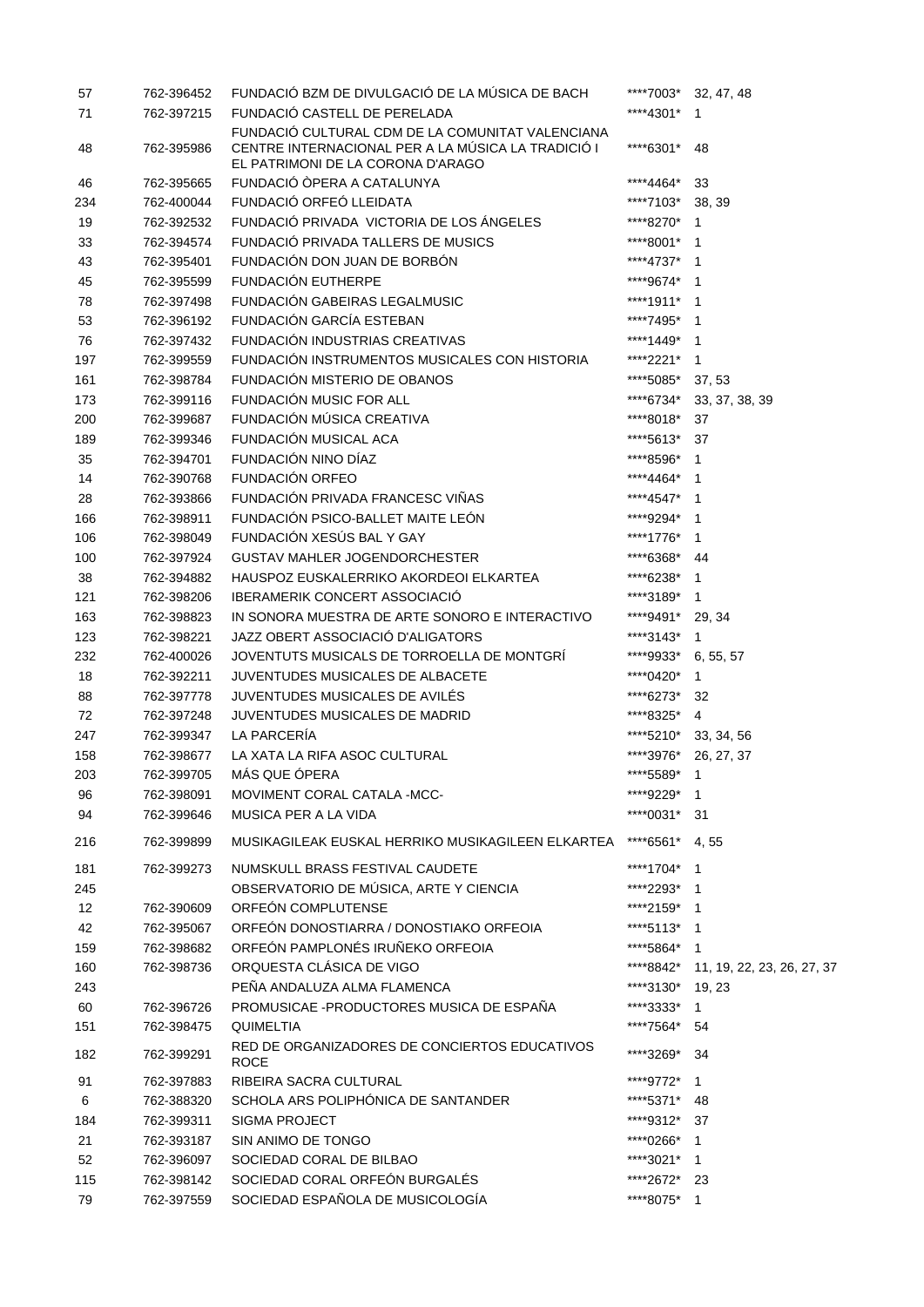| | | | | |
|---|---|---|---|---|
| 57 | 762-396452 | FUNDACIÓ BZM DE DIVULGACIÓ DE LA MÚSICA DE BACH | ****7003* | 32, 47, 48 |
| 71 | 762-397215 | FUNDACIÓ CASTELL DE PERELADA | ****4301* | 1 |
| 48 | 762-395986 | FUNDACIÓ CULTURAL CDM DE LA COMUNITAT VALENCIANA CENTRE INTERNACIONAL PER A LA MÚSICA LA TRADICIÓ I EL PATRIMONI DE LA CORONA D'ARAGO | ****6301* | 48 |
| 46 | 762-395665 | FUNDACIÓ ÒPERA A CATALUNYA | ****4464* | 33 |
| 234 | 762-400044 | FUNDACIÓ ORFEÓ LLEIDATA | ****7103* | 38, 39 |
| 19 | 762-392532 | FUNDACIÓ PRIVADA VICTORIA DE LOS ÁNGELES | ****8270* | 1 |
| 33 | 762-394574 | FUNDACIÓ PRIVADA TALLERS DE MUSICS | ****8001* | 1 |
| 43 | 762-395401 | FUNDACIÓN DON JUAN DE BORBÓN | ****4737* | 1 |
| 45 | 762-395599 | FUNDACIÓN EUTHERPE | ****9674* | 1 |
| 78 | 762-397498 | FUNDACIÓN GABEIRAS LEGALMUSIC | ****1911* | 1 |
| 53 | 762-396192 | FUNDACIÓN GARCÍA ESTEBAN | ****7495* | 1 |
| 76 | 762-397432 | FUNDACIÓN INDUSTRIAS CREATIVAS | ****1449* | 1 |
| 197 | 762-399559 | FUNDACIÓN INSTRUMENTOS MUSICALES CON HISTORIA | ****2221* | 1 |
| 161 | 762-398784 | FUNDACIÓN MISTERIO DE OBANOS | ****5085* | 37, 53 |
| 173 | 762-399116 | FUNDACIÓN MUSIC FOR ALL | ****6734* | 33, 37, 38, 39 |
| 200 | 762-399687 | FUNDACIÓN MÚSICA CREATIVA | ****8018* | 37 |
| 189 | 762-399346 | FUNDACIÓN MUSICAL ACA | ****5613* | 37 |
| 35 | 762-394701 | FUNDACIÓN NINO DÍAZ | ****8596* | 1 |
| 14 | 762-390768 | FUNDACIÓN ORFEO | ****4464* | 1 |
| 28 | 762-393866 | FUNDACIÓN PRIVADA FRANCESC VIÑAS | ****4547* | 1 |
| 166 | 762-398911 | FUNDACIÓN PSICO-BALLET MAITE LEÓN | ****9294* | 1 |
| 106 | 762-398049 | FUNDACIÓN XESÚS BAL Y GAY | ****1776* | 1 |
| 100 | 762-397924 | GUSTAV MAHLER JOGENDORCHESTER | ****6368* | 44 |
| 38 | 762-394882 | HAUSPOZ EUSKALERRIKO AKORDEOI ELKARTEA | ****6238* | 1 |
| 121 | 762-398206 | IBERAMERIK CONCERT ASSOCIACIÓ | ****3189* | 1 |
| 163 | 762-398823 | IN SONORA MUESTRA DE ARTE SONORO E INTERACTIVO | ****9491* | 29, 34 |
| 123 | 762-398221 | JAZZ OBERT ASSOCIACIÓ D'ALIGATORS | ****3143* | 1 |
| 232 | 762-400026 | JOVENTUTS MUSICALS DE TORROELLA DE MONTGRÍ | ****9933* | 6, 55, 57 |
| 18 | 762-392211 | JUVENTUDES MUSICALES DE ALBACETE | ****0420* | 1 |
| 88 | 762-397778 | JUVENTUDES MUSICALES DE AVILÉS | ****6273* | 32 |
| 72 | 762-397248 | JUVENTUDES MUSICALES DE MADRID | ****8325* | 4 |
| 247 | 762-399347 | LA PARCERÍA | ****5210* | 33, 34, 56 |
| 158 | 762-398677 | LA XATA LA RIFA ASOC CULTURAL | ****3976* | 26, 27, 37 |
| 203 | 762-399705 | MÁS QUE ÓPERA | ****5589* | 1 |
| 96 | 762-398091 | MOVIMENT CORAL CATALA -MCC- | ****9229* | 1 |
| 94 | 762-399646 | MUSICA PER A LA VIDA | ****0031* | 31 |
| 216 | 762-399899 | MUSIKAGILEAK EUSKAL HERRIKO MUSIKAGILEEN ELKARTEA | ****6561* | 4, 55 |
| 181 | 762-399273 | NUMSKULL BRASS FESTIVAL CAUDETE | ****1704* | 1 |
| 245 | | OBSERVATORIO DE MÚSICA, ARTE Y CIENCIA | ****2293* | 1 |
| 12 | 762-390609 | ORFEÓN COMPLUTENSE | ****2159* | 1 |
| 42 | 762-395067 | ORFEÓN DONOSTIARRA / DONOSTIAKO ORFEOIA | ****5113* | 1 |
| 159 | 762-398682 | ORFEÓN PAMPLONÉS IRUÑEKO ORFEOIA | ****5864* | 1 |
| 160 | 762-398736 | ORQUESTA CLÁSICA DE VIGO | ****8842* | 11, 19, 22, 23, 26, 27, 37 |
| 243 | | PEÑA ANDALUZA ALMA FLAMENCA | ****3130* | 19, 23 |
| 60 | 762-396726 | PROMUSICAE -PRODUCTORES MUSICA DE ESPAÑA | ****3333* | 1 |
| 151 | 762-398475 | QUIMELTIA | ****7564* | 54 |
| 182 | 762-399291 | RED DE ORGANIZADORES DE CONCIERTOS EDUCATIVOS ROCE | ****3269* | 34 |
| 91 | 762-397883 | RIBEIRA SACRA CULTURAL | ****9772* | 1 |
| 6 | 762-388320 | SCHOLA ARS POLIPHÓNICA DE SANTANDER | ****5371* | 48 |
| 184 | 762-399311 | SIGMA PROJECT | ****9312* | 37 |
| 21 | 762-393187 | SIN ANIMO DE TONGO | ****0266* | 1 |
| 52 | 762-396097 | SOCIEDAD CORAL DE BILBAO | ****3021* | 1 |
| 115 | 762-398142 | SOCIEDAD CORAL ORFEÓN BURGALÉS | ****2672* | 23 |
| 79 | 762-397559 | SOCIEDAD ESPAÑOLA DE MUSICOLOGÍA | ****8075* | 1 |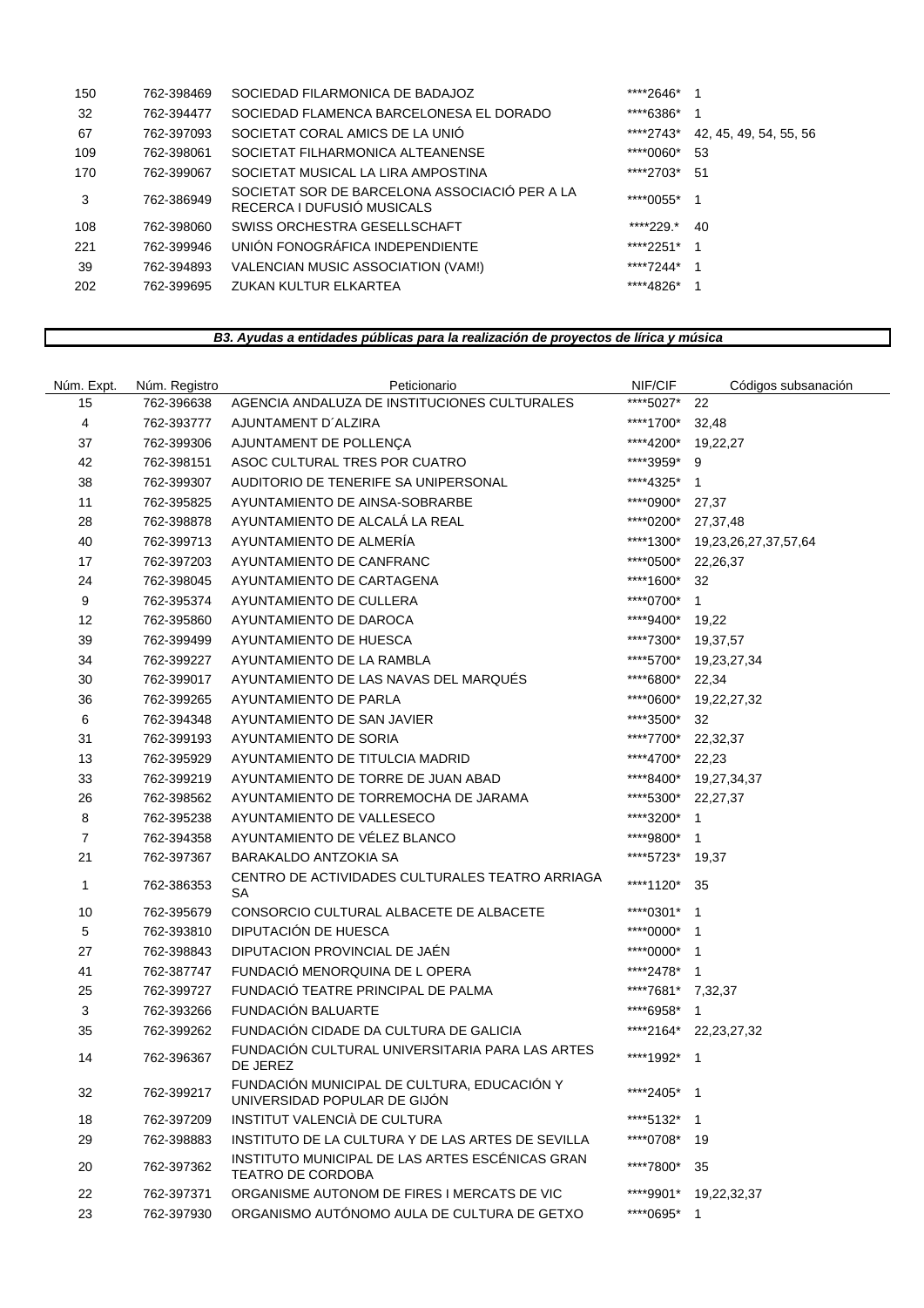| | | | | |
|---|---|---|---|---|
| 150 | 762-398469 | SOCIEDAD FILARMONICA DE BADAJOZ | ****2646* | 1 |
| 32 | 762-394477 | SOCIEDAD FLAMENCA BARCELONESA EL DORADO | ****6386* | 1 |
| 67 | 762-397093 | SOCIETAT CORAL AMICS DE LA UNIÓ | ****2743* | 42, 45, 49, 54, 55, 56 |
| 109 | 762-398061 | SOCIETAT FILHARMONICA ALTEANENSE | ****0060* | 53 |
| 170 | 762-399067 | SOCIETAT MUSICAL LA LIRA AMPOSTINA | ****2703* | 51 |
| 3 | 762-386949 | SOCIETAT SOR DE BARCELONA ASSOCIACIÓ PER A LA RECERCA I DUFUSIÓ MUSICALS | ****0055* | 1 |
| 108 | 762-398060 | SWISS ORCHESTRA GESELLSCHAFT | ****229.* | 40 |
| 221 | 762-399946 | UNIÓN FONOGRÁFICA INDEPENDIENTE | ****2251* | 1 |
| 39 | 762-394893 | VALENCIAN MUSIC ASSOCIATION (VAM!) | ****7244* | 1 |
| 202 | 762-399695 | ZUKAN KULTUR ELKARTEA | ****4826* | 1 |

***B3. Ayudas a entidades públicas para la realización de proyectos de lírica y música***

| Núm. Expt. | Núm. Registro | Peticionario | NIF/CIF | Códigos subsanación |
|---|---|---|---|---|
| 15 | 762-396638 | AGENCIA ANDALUZA DE INSTITUCIONES CULTURALES | ****5027* | 22 |
| 4 | 762-393777 | AJUNTAMENT D´ALZIRA | ****1700* | 32,48 |
| 37 | 762-399306 | AJUNTAMENT DE POLLENÇA | ****4200* | 19,22,27 |
| 42 | 762-398151 | ASOC CULTURAL TRES POR CUATRO | ****3959* | 9 |
| 38 | 762-399307 | AUDITORIO DE TENERIFE SA UNIPERSONAL | ****4325* | 1 |
| 11 | 762-395825 | AYUNTAMIENTO DE AINSA-SOBRARBE | ****0900* | 27,37 |
| 28 | 762-398878 | AYUNTAMIENTO DE ALCALÁ LA REAL | ****0200* | 27,37,48 |
| 40 | 762-399713 | AYUNTAMIENTO DE ALMERÍA | ****1300* | 19,23,26,27,37,57,64 |
| 17 | 762-397203 | AYUNTAMIENTO DE CANFRANC | ****0500* | 22,26,37 |
| 24 | 762-398045 | AYUNTAMIENTO DE CARTAGENA | ****1600* | 32 |
| 9 | 762-395374 | AYUNTAMIENTO DE CULLERA | ****0700* | 1 |
| 12 | 762-395860 | AYUNTAMIENTO DE DAROCA | ****9400* | 19,22 |
| 39 | 762-399499 | AYUNTAMIENTO DE HUESCA | ****7300* | 19,37,57 |
| 34 | 762-399227 | AYUNTAMIENTO DE LA RAMBLA | ****5700* | 19,23,27,34 |
| 30 | 762-399017 | AYUNTAMIENTO DE LAS NAVAS DEL MARQUÉS | ****6800* | 22,34 |
| 36 | 762-399265 | AYUNTAMIENTO DE PARLA | ****0600* | 19,22,27,32 |
| 6 | 762-394348 | AYUNTAMIENTO DE SAN JAVIER | ****3500* | 32 |
| 31 | 762-399193 | AYUNTAMIENTO DE SORIA | ****7700* | 22,32,37 |
| 13 | 762-395929 | AYUNTAMIENTO DE TITULCIA MADRID | ****4700* | 22,23 |
| 33 | 762-399219 | AYUNTAMIENTO DE TORRE DE JUAN ABAD | ****8400* | 19,27,34,37 |
| 26 | 762-398562 | AYUNTAMIENTO DE TORREMOCHA DE JARAMA | ****5300* | 22,27,37 |
| 8 | 762-395238 | AYUNTAMIENTO DE VALLESECO | ****3200* | 1 |
| 7 | 762-394358 | AYUNTAMIENTO DE VÉLEZ BLANCO | ****9800* | 1 |
| 21 | 762-397367 | BARAKALDO ANTZOKIA SA | ****5723* | 19,37 |
| 1 | 762-386353 | CENTRO DE ACTIVIDADES CULTURALES TEATRO ARRIAGA SA | ****1120* | 35 |
| 10 | 762-395679 | CONSORCIO CULTURAL ALBACETE DE ALBACETE | ****0301* | 1 |
| 5 | 762-393810 | DIPUTACIÓN DE HUESCA | ****0000* | 1 |
| 27 | 762-398843 | DIPUTACION PROVINCIAL DE JAÉN | ****0000* | 1 |
| 41 | 762-387747 | FUNDACIÓ MENORQUINA DE L OPERA | ****2478* | 1 |
| 25 | 762-399727 | FUNDACIÓ TEATRE PRINCIPAL DE PALMA | ****7681* | 7,32,37 |
| 3 | 762-393266 | FUNDACIÓN BALUARTE | ****6958* | 1 |
| 35 | 762-399262 | FUNDACIÓN CIDADE DA CULTURA DE GALICIA | ****2164* | 22,23,27,32 |
| 14 | 762-396367 | FUNDACIÓN CULTURAL UNIVERSITARIA PARA LAS ARTES DE JEREZ | ****1992* | 1 |
| 32 | 762-399217 | FUNDACIÓN MUNICIPAL DE CULTURA, EDUCACIÓN Y UNIVERSIDAD POPULAR DE GIJÓN | ****2405* | 1 |
| 18 | 762-397209 | INSTITUT VALENCIÀ DE CULTURA | ****5132* | 1 |
| 29 | 762-398883 | INSTITUTO DE LA CULTURA Y DE LAS ARTES DE SEVILLA | ****0708* | 19 |
| 20 | 762-397362 | INSTITUTO MUNICIPAL DE LAS ARTES ESCÉNICAS GRAN TEATRO DE CORDOBA | ****7800* | 35 |
| 22 | 762-397371 | ORGANISME AUTONOM DE FIRES I MERCATS DE VIC | ****9901* | 19,22,32,37 |
| 23 | 762-397930 | ORGANISMO AUTÓNOMO AULA DE CULTURA DE GETXO | ****0695* | 1 |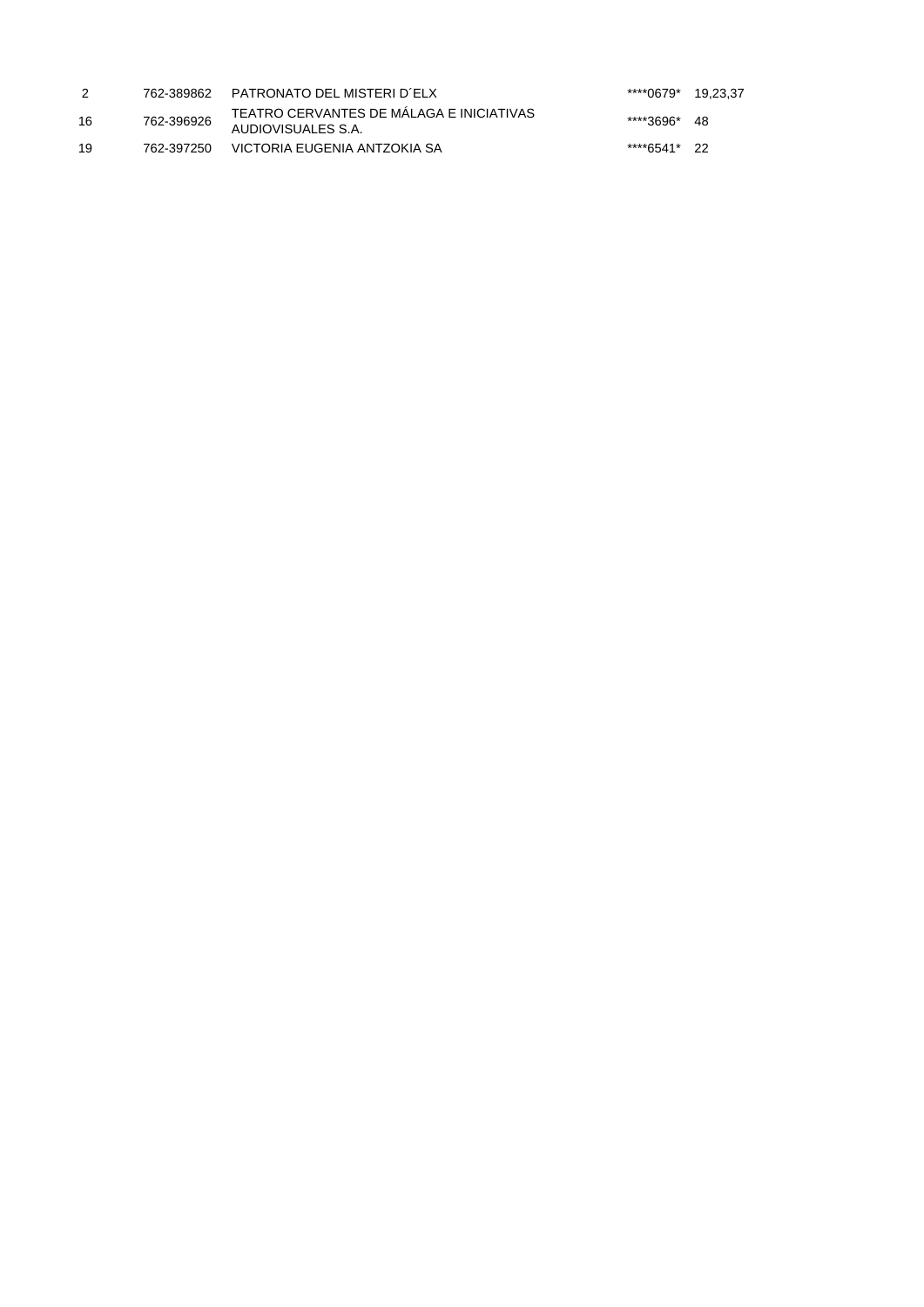| | | | | |
|---|---|---|---|---|
| 2 | 762-389862 | PATRONATO DEL MISTERI D´ELX | ****0679* | 19,23,37 |
| 16 | 762-396926 | TEATRO CERVANTES DE MÁLAGA E INICIATIVAS AUDIOVISUALES S.A. | ****3696* | 48 |
| 19 | 762-397250 | VICTORIA EUGENIA ANTZOKIA SA | ****6541* | 22 |